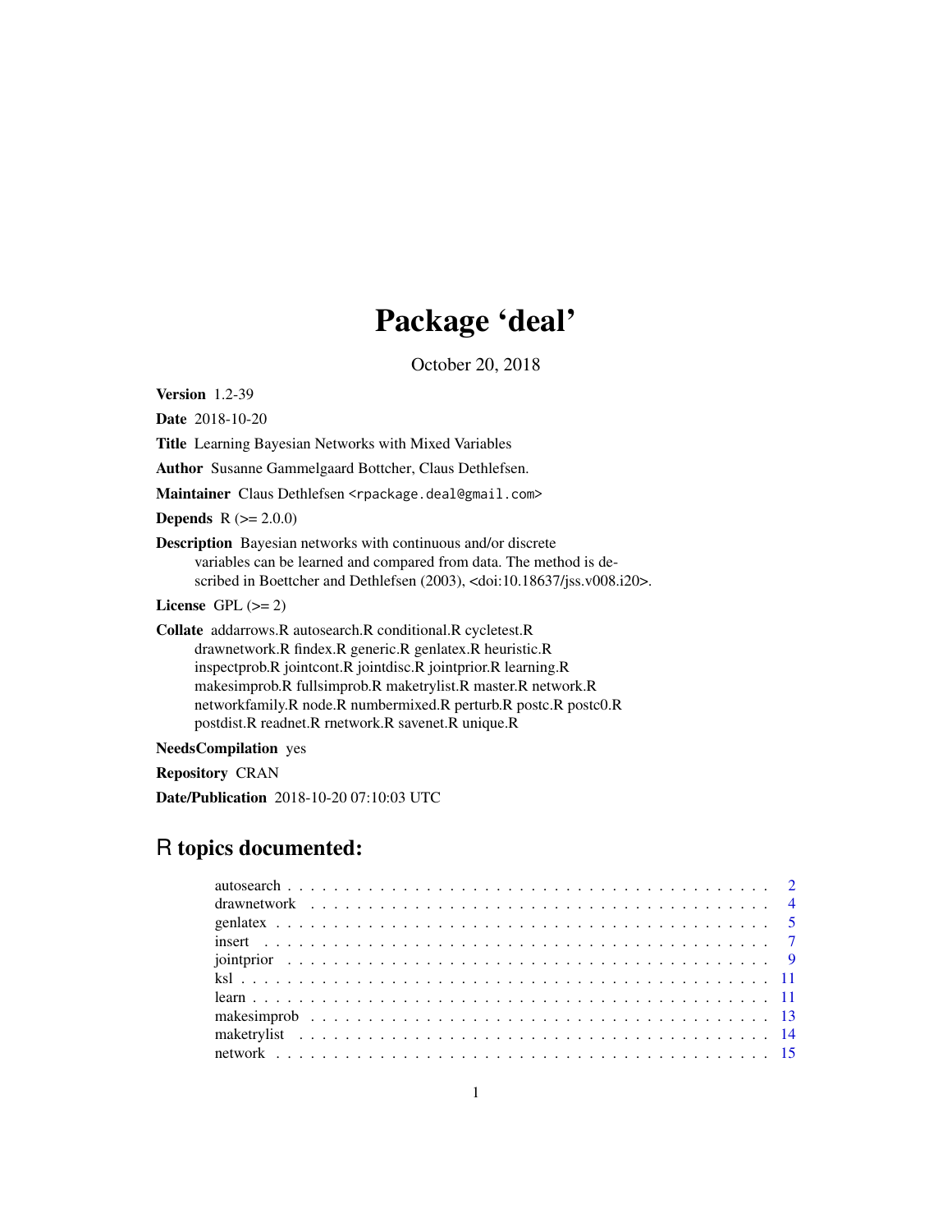# Package 'deal'

October 20, 2018

**Version** 1.2-39

**Date** 2018-10-20

**Title** Learning Bayesian Networks with Mixed Variables

**Author** Susanne Gammelgaard Bottcher, Claus Dethlefsen.

**Maintainer** Claus Dethlefsen <rpackage.deal@gmail.com>

**Depends** R (>= 2.0.0)

**Description** Bayesian networks with continuous and/or discrete variables can be learned and compared from data. The method is described in Boettcher and Dethlefsen (2003), <doi:10.18637/jss.v008.i20>.

**License** GPL (>= 2)

**Collate** addarrows.R autosearch.R conditional.R cycletest.R drawnetwork.R findex.R generic.R genlatex.R heuristic.R inspectprob.R jointcont.R jointdisc.R jointprior.R learning.R makesimprob.R fullsimprob.R maketrylist.R master.R network.R networkfamily.R node.R numbermixed.R perturb.R postc.R postc0.R postdist.R readnet.R rnetwork.R savenet.R unique.R

**NeedsCompilation** yes

**Repository** CRAN

**Date/Publication** 2018-10-20 07:10:03 UTC

## R topics documented:

- autosearch . . . . . . . . . . 2
- drawnetwork . . . . . . . . . . 4
- genlatex . . . . . . . . . . 5
- insert . . . . . . . . . . 7
- jointprior . . . . . . . . . . 9
- ksl . . . . . . . . . . 11
- learn . . . . . . . . . . 11
- makesimprob . . . . . . . . . . 13
- maketrylist . . . . . . . . . . 14
- network . . . . . . . . . . 15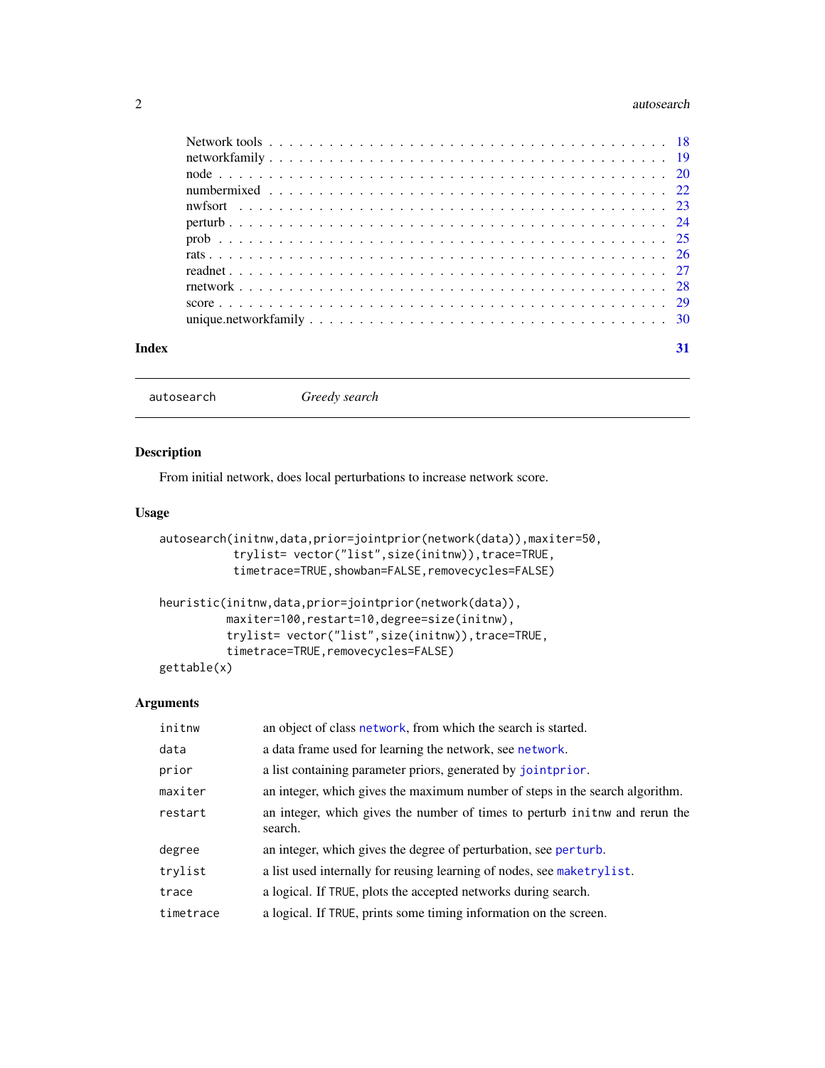| | |
|---|---|
| Network tools | 18 |
| networkfamily | 19 |
| node | 20 |
| numbermixed | 22 |
| nwfsort | 23 |
| perturb | 24 |
| prob | 25 |
| rats | 26 |
| readnet | 27 |
| rnetwork | 28 |
| score | 29 |
| unique.networkfamily | 30 |

**Index** **31**

---

`autosearch` *Greedy search*

---

## Description

From initial network, does local perturbations to increase network score.

## Usage

```
autosearch(initnw,data,prior=jointprior(network(data)),maxiter=50,
           trylist= vector("list",size(initnw)),trace=TRUE,
           timetrace=TRUE,showban=FALSE,removecycles=FALSE)

heuristic(initnw,data,prior=jointprior(network(data)),
          maxiter=100,restart=10,degree=size(initnw),
          trylist= vector("list",size(initnw)),trace=TRUE,
          timetrace=TRUE,removecycles=FALSE)
gettable(x)
```

## Arguments

| | |
|---|---|
| `initnw` | an object of class `network`, from which the search is started. |
| `data` | a data frame used for learning the network, see `network`. |
| `prior` | a list containing parameter priors, generated by `jointprior`. |
| `maxiter` | an integer, which gives the maximum number of steps in the search algorithm. |
| `restart` | an integer, which gives the number of times to perturb `initnw` and rerun the search. |
| `degree` | an integer, which gives the degree of perturbation, see `perturb`. |
| `trylist` | a list used internally for reusing learning of nodes, see `maketrylist`. |
| `trace` | a logical. If `TRUE`, plots the accepted networks during search. |
| `timetrace` | a logical. If `TRUE`, prints some timing information on the screen. |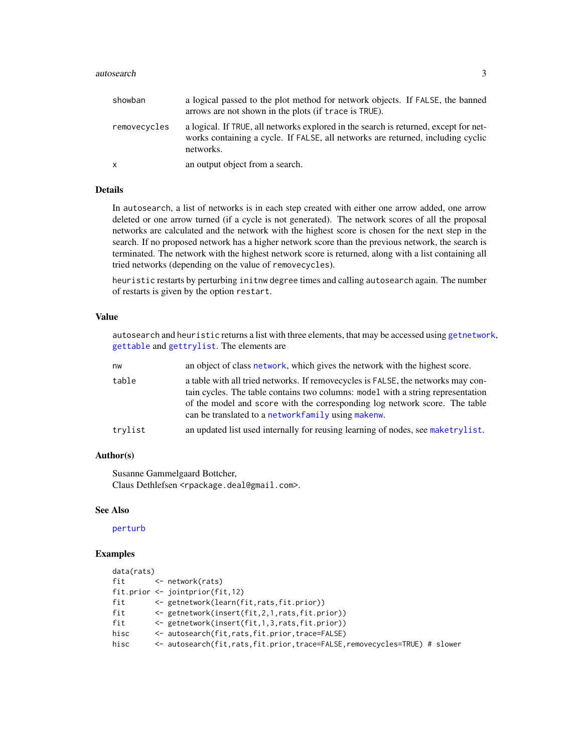| | |
|---|---|
| showban | a logical passed to the plot method for network objects. If FALSE, the banned arrows are not shown in the plots (if trace is TRUE). |
| removecycles | a logical. If TRUE, all networks explored in the search is returned, except for networks containing a cycle. If FALSE, all networks are returned, including cyclic networks. |
| x | an output object from a search. |

### Details

In autosearch, a list of networks is in each step created with either one arrow added, one arrow deleted or one arrow turned (if a cycle is not generated). The network scores of all the proposal networks are calculated and the network with the highest score is chosen for the next step in the search. If no proposed network has a higher network score than the previous network, the search is terminated. The network with the highest network score is returned, along with a list containing all tried networks (depending on the value of removecycles).

heuristic restarts by perturbing initnw degree times and calling autosearch again. The number of restarts is given by the option restart.

### Value

autosearch and heuristic returns a list with three elements, that may be accessed using getnetwork, gettable and gettrylist. The elements are

| | |
|---|---|
| nw | an object of class network, which gives the network with the highest score. |
| table | a table with all tried networks. If removecycles is FALSE, the networks may contain cycles. The table contains two columns: model with a string representation of the model and score with the corresponding log network score. The table can be translated to a networkfamily using makenw. |
| trylist | an updated list used internally for reusing learning of nodes, see maketrylist. |

### Author(s)

Susanne Gammelgaard Bottcher,
Claus Dethlefsen <rpackage.deal@gmail.com>.

### See Also

perturb

### Examples

```
data(rats)
fit       <- network(rats)
fit.prior <- jointprior(fit,12)
fit       <- getnetwork(learn(fit,rats,fit.prior))
fit       <- getnetwork(insert(fit,2,1,rats,fit.prior))
fit       <- getnetwork(insert(fit,1,3,rats,fit.prior))
hisc      <- autosearch(fit,rats,fit.prior,trace=FALSE)
hisc      <- autosearch(fit,rats,fit.prior,trace=FALSE,removecycles=TRUE) # slower
```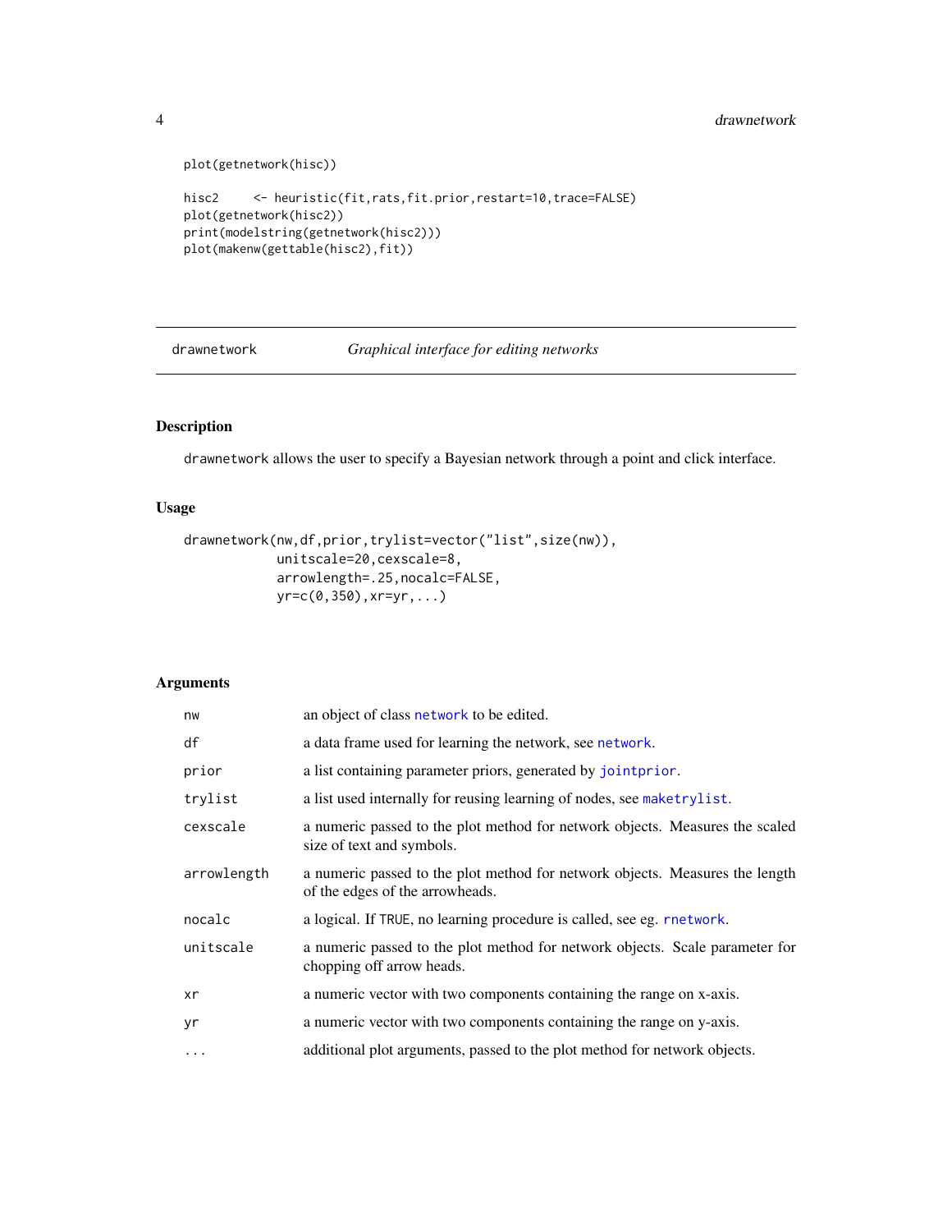```
plot(getnetwork(hisc))

hisc2     <- heuristic(fit,rats,fit.prior,restart=10,trace=FALSE)
plot(getnetwork(hisc2))
print(modelstring(getnetwork(hisc2)))
plot(makenw(gettable(hisc2),fit))
```

---

`drawnetwork` *Graphical interface for editing networks*

---

## Description

`drawnetwork` allows the user to specify a Bayesian network through a point and click interface.

## Usage

```
drawnetwork(nw,df,prior,trylist=vector("list",size(nw)),
            unitscale=20,cexscale=8,
            arrowlength=.25,nocalc=FALSE,
            yr=c(0,350),xr=yr,...)
```

## Arguments

| | |
|---|---|
| `nw` | an object of class `network` to be edited. |
| `df` | a data frame used for learning the network, see `network`. |
| `prior` | a list containing parameter priors, generated by `jointprior`. |
| `trylist` | a list used internally for reusing learning of nodes, see `maketrylist`. |
| `cexscale` | a numeric passed to the plot method for network objects. Measures the scaled size of text and symbols. |
| `arrowlength` | a numeric passed to the plot method for network objects. Measures the length of the edges of the arrowheads. |
| `nocalc` | a logical. If `TRUE`, no learning procedure is called, see eg. `rnetwork`. |
| `unitscale` | a numeric passed to the plot method for network objects. Scale parameter for chopping off arrow heads. |
| `xr` | a numeric vector with two components containing the range on x-axis. |
| `yr` | a numeric vector with two components containing the range on y-axis. |
| `...` | additional plot arguments, passed to the plot method for network objects. |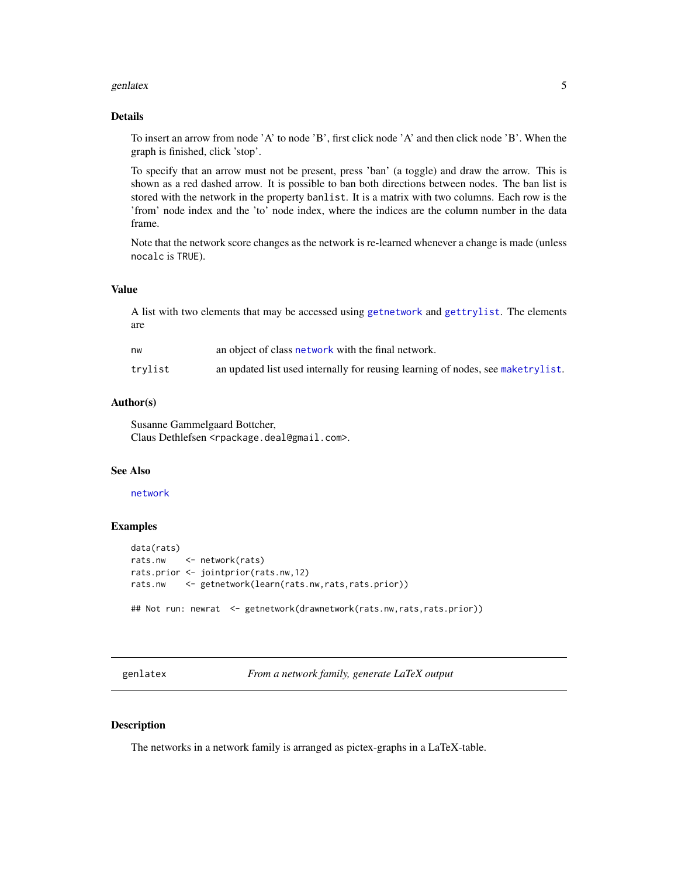## Details

To insert an arrow from node 'A' to node 'B', first click node 'A' and then click node 'B'. When the graph is finished, click 'stop'.

To specify that an arrow must not be present, press 'ban' (a toggle) and draw the arrow. This is shown as a red dashed arrow. It is possible to ban both directions between nodes. The ban list is stored with the network in the property `banlist`. It is a matrix with two columns. Each row is the 'from' node index and the 'to' node index, where the indices are the column number in the data frame.

Note that the network score changes as the network is re-learned whenever a change is made (unless `nocalc` is `TRUE`).

## Value

A list with two elements that may be accessed using `getnetwork` and `gettrylist`. The elements are

| | |
|---|---|
| `nw` | an object of class `network` with the final network. |
| `trylist` | an updated list used internally for reusing learning of nodes, see `maketrylist`. |

## Author(s)

Susanne Gammelgaard Bottcher,
Claus Dethlefsen <rpackage.deal@gmail.com>.

## See Also

`network`

## Examples

```
data(rats)
rats.nw    <- network(rats)
rats.prior <- jointprior(rats.nw,12)
rats.nw    <- getnetwork(learn(rats.nw,rats,rats.prior))

## Not run: newrat  <- getnetwork(drawnetwork(rats.nw,rats,rats.prior))
```

---

# genlatex — *From a network family, generate LaTeX output*

## Description

The networks in a network family is arranged as pictex-graphs in a LaTeX-table.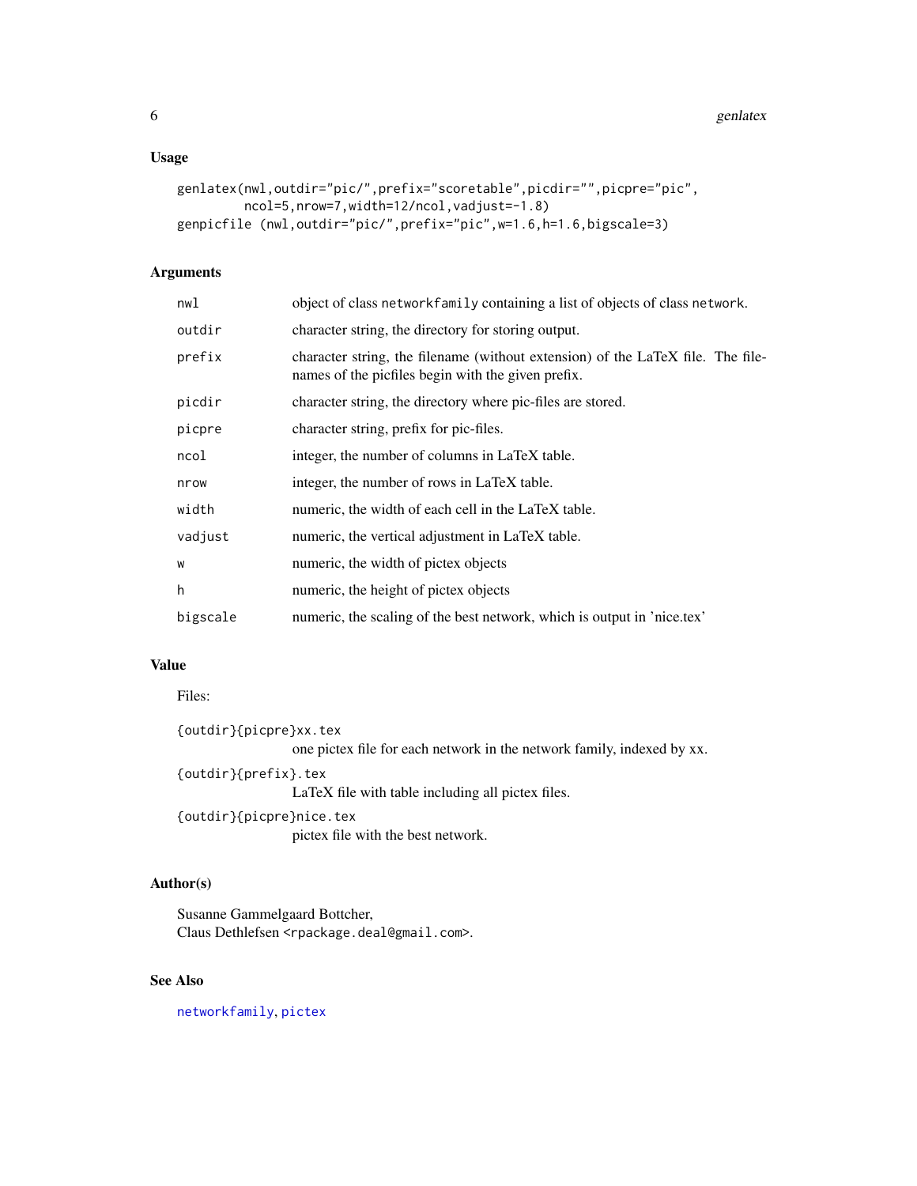### Usage

```
genlatex(nwl,outdir="pic/",prefix="scoretable",picdir="",picpre="pic",
         ncol=5,nrow=7,width=12/ncol,vadjust=-1.8)
genpicfile (nwl,outdir="pic/",prefix="pic",w=1.6,h=1.6,bigscale=3)
```

### Arguments

| | |
|---|---|
| `nwl` | object of class `networkfamily` containing a list of objects of class `network`. |
| `outdir` | character string, the directory for storing output. |
| `prefix` | character string, the filename (without extension) of the LaTeX file. The filenames of the picfiles begin with the given prefix. |
| `picdir` | character string, the directory where pic-files are stored. |
| `picpre` | character string, prefix for pic-files. |
| `ncol` | integer, the number of columns in LaTeX table. |
| `nrow` | integer, the number of rows in LaTeX table. |
| `width` | numeric, the width of each cell in the LaTeX table. |
| `vadjust` | numeric, the vertical adjustment in LaTeX table. |
| `w` | numeric, the width of pictex objects |
| `h` | numeric, the height of pictex objects |
| `bigscale` | numeric, the scaling of the best network, which is output in 'nice.tex' |

### Value

Files:

`{outdir}{picpre}xx.tex`
: one pictex file for each network in the network family, indexed by xx.

`{outdir}{prefix}.tex`
: LaTeX file with table including all pictex files.

`{outdir}{picpre}nice.tex`
: pictex file with the best network.

### Author(s)

Susanne Gammelgaard Bottcher,
Claus Dethlefsen <rpackage.deal@gmail.com>.

### See Also

networkfamily, pictex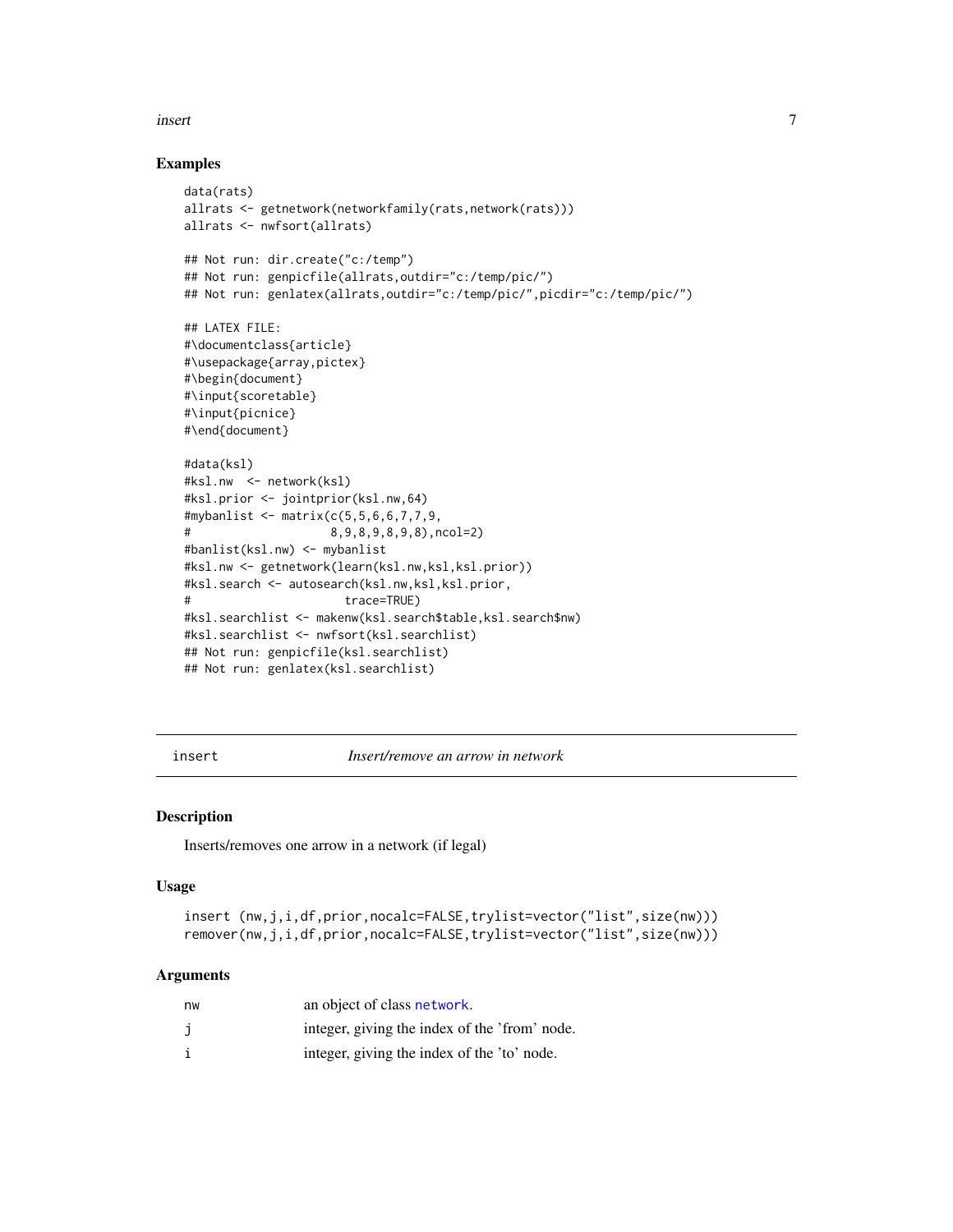## Examples

```
data(rats)
allrats <- getnetwork(networkfamily(rats,network(rats)))
allrats <- nwfsort(allrats)

## Not run: dir.create("c:/temp")
## Not run: genpicfile(allrats,outdir="c:/temp/pic/")
## Not run: genlatex(allrats,outdir="c:/temp/pic/",picdir="c:/temp/pic/")

## LATEX FILE:
#\documentclass{article}
#\usepackage{array,pictex}
#\begin{document}
#\input{scoretable}
#\input{picnice}
#\end{document}

#data(ksl)
#ksl.nw  <- network(ksl)
#ksl.prior <- jointprior(ksl.nw,64)
#mybanlist <- matrix(c(5,5,6,6,7,7,9,
#                    8,9,8,9,8,9,8),ncol=2)
#banlist(ksl.nw) <- mybanlist
#ksl.nw <- getnetwork(learn(ksl.nw,ksl,ksl.prior))
#ksl.search <- autosearch(ksl.nw,ksl,ksl.prior,
#                      trace=TRUE)
#ksl.searchlist <- makenw(ksl.search$table,ksl.search$nw)
#ksl.searchlist <- nwfsort(ksl.searchlist)
## Not run: genpicfile(ksl.searchlist)
## Not run: genlatex(ksl.searchlist)
```

---

# insert — *Insert/remove an arrow in network*

## Description

Inserts/removes one arrow in a network (if legal)

## Usage

```
insert (nw,j,i,df,prior,nocalc=FALSE,trylist=vector("list",size(nw)))
remover(nw,j,i,df,prior,nocalc=FALSE,trylist=vector("list",size(nw)))
```

## Arguments

| | |
|---|---|
| `nw` | an object of class `network`. |
| `j` | integer, giving the index of the 'from' node. |
| `i` | integer, giving the index of the 'to' node. |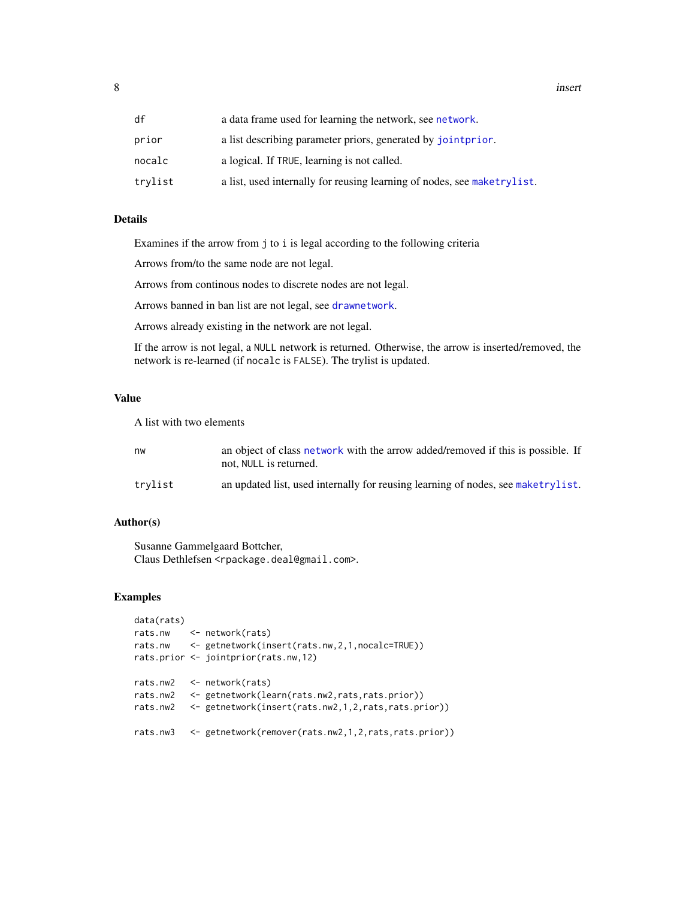| | |
|---|---|
| df | a data frame used for learning the network, see network. |
| prior | a list describing parameter priors, generated by jointprior. |
| nocalc | a logical. If TRUE, learning is not called. |
| trylist | a list, used internally for reusing learning of nodes, see maketrylist. |

## Details

Examines if the arrow from j to i is legal according to the following criteria

Arrows from/to the same node are not legal.

Arrows from continous nodes to discrete nodes are not legal.

Arrows banned in ban list are not legal, see drawnetwork.

Arrows already existing in the network are not legal.

If the arrow is not legal, a NULL network is returned. Otherwise, the arrow is inserted/removed, the network is re-learned (if nocalc is FALSE). The trylist is updated.

## Value

A list with two elements

| | |
|---|---|
| nw | an object of class network with the arrow added/removed if this is possible. If not, NULL is returned. |
| trylist | an updated list, used internally for reusing learning of nodes, see maketrylist. |

## Author(s)

Susanne Gammelgaard Bottcher,
Claus Dethlefsen <rpackage.deal@gmail.com>.

## Examples

```
data(rats)
rats.nw    <- network(rats)
rats.nw    <- getnetwork(insert(rats.nw,2,1,nocalc=TRUE))
rats.prior <- jointprior(rats.nw,12)

rats.nw2   <- network(rats)
rats.nw2   <- getnetwork(learn(rats.nw2,rats,rats.prior))
rats.nw2   <- getnetwork(insert(rats.nw2,1,2,rats,rats.prior))

rats.nw3   <- getnetwork(remover(rats.nw2,1,2,rats,rats.prior))
```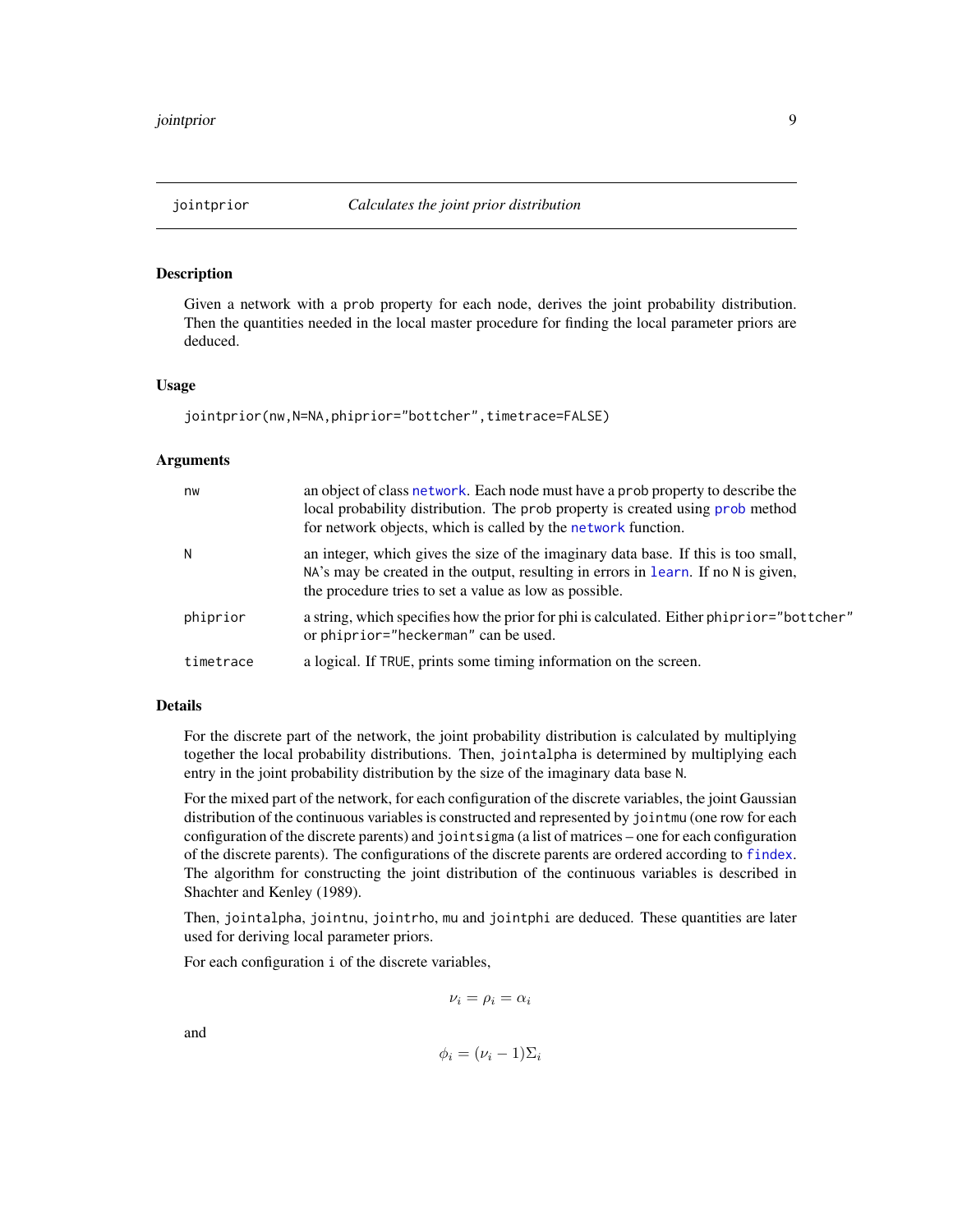## jointprior — *Calculates the joint prior distribution*

### Description

Given a network with a prob property for each node, derives the joint probability distribution. Then the quantities needed in the local master procedure for finding the local parameter priors are deduced.

### Usage

```
jointprior(nw,N=NA,phiprior="bottcher",timetrace=FALSE)
```

### Arguments

| | |
|---|---|
| nw | an object of class network. Each node must have a prob property to describe the local probability distribution. The prob property is created using prob method for network objects, which is called by the network function. |
| N | an integer, which gives the size of the imaginary data base. If this is too small, NA's may be created in the output, resulting in errors in learn. If no N is given, the procedure tries to set a value as low as possible. |
| phiprior | a string, which specifies how the prior for phi is calculated. Either phiprior="bottcher" or phiprior="heckerman" can be used. |
| timetrace | a logical. If TRUE, prints some timing information on the screen. |

### Details

For the discrete part of the network, the joint probability distribution is calculated by multiplying together the local probability distributions. Then, jointalpha is determined by multiplying each entry in the joint probability distribution by the size of the imaginary data base N.

For the mixed part of the network, for each configuration of the discrete variables, the joint Gaussian distribution of the continuous variables is constructed and represented by jointmu (one row for each configuration of the discrete parents) and jointsigma (a list of matrices – one for each configuration of the discrete parents). The configurations of the discrete parents are ordered according to findex. The algorithm for constructing the joint distribution of the continuous variables is described in Shachter and Kenley (1989).

Then, jointalpha, jointnu, jointrho, mu and jointphi are deduced. These quantities are later used for deriving local parameter priors.

For each configuration i of the discrete variables,

$$\nu_i = \rho_i = \alpha_i$$

and

$$\phi_i = (\nu_i - 1)\Sigma_i$$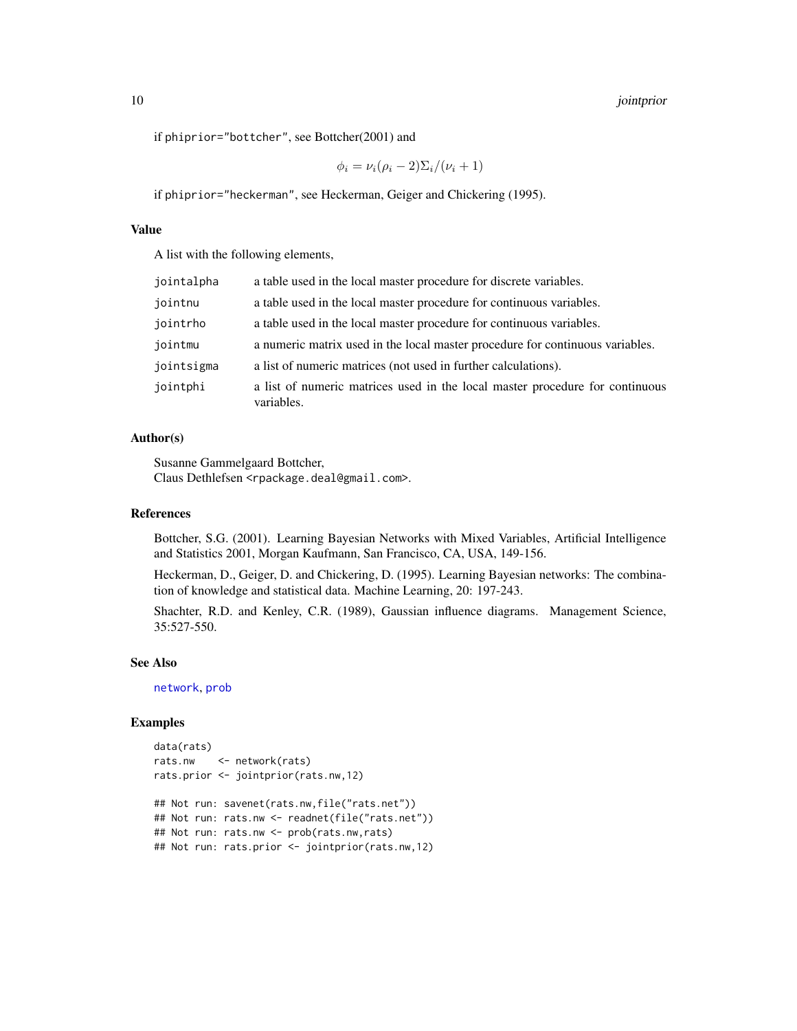if phiprior="bottcher", see Bottcher(2001) and

$$\phi_i = \nu_i(\rho_i - 2)\Sigma_i/(\nu_i + 1)$$

if phiprior="heckerman", see Heckerman, Geiger and Chickering (1995).

### Value

A list with the following elements,

| | |
|---|---|
| jointalpha | a table used in the local master procedure for discrete variables. |
| jointnu | a table used in the local master procedure for continuous variables. |
| jointrho | a table used in the local master procedure for continuous variables. |
| jointmu | a numeric matrix used in the local master procedure for continuous variables. |
| jointsigma | a list of numeric matrices (not used in further calculations). |
| jointphi | a list of numeric matrices used in the local master procedure for continuous variables. |

### Author(s)

Susanne Gammelgaard Bottcher,
Claus Dethlefsen <rpackage.deal@gmail.com>.

### References

Bottcher, S.G. (2001). Learning Bayesian Networks with Mixed Variables, Artificial Intelligence and Statistics 2001, Morgan Kaufmann, San Francisco, CA, USA, 149-156.

Heckerman, D., Geiger, D. and Chickering, D. (1995). Learning Bayesian networks: The combination of knowledge and statistical data. Machine Learning, 20: 197-243.

Shachter, R.D. and Kenley, C.R. (1989), Gaussian influence diagrams. Management Science, 35:527-550.

### See Also

network, prob

### Examples

```
data(rats)
rats.nw    <- network(rats)
rats.prior <- jointprior(rats.nw,12)

## Not run: savenet(rats.nw,file("rats.net"))
## Not run: rats.nw <- readnet(file("rats.net"))
## Not run: rats.nw <- prob(rats.nw,rats)
## Not run: rats.prior <- jointprior(rats.nw,12)
```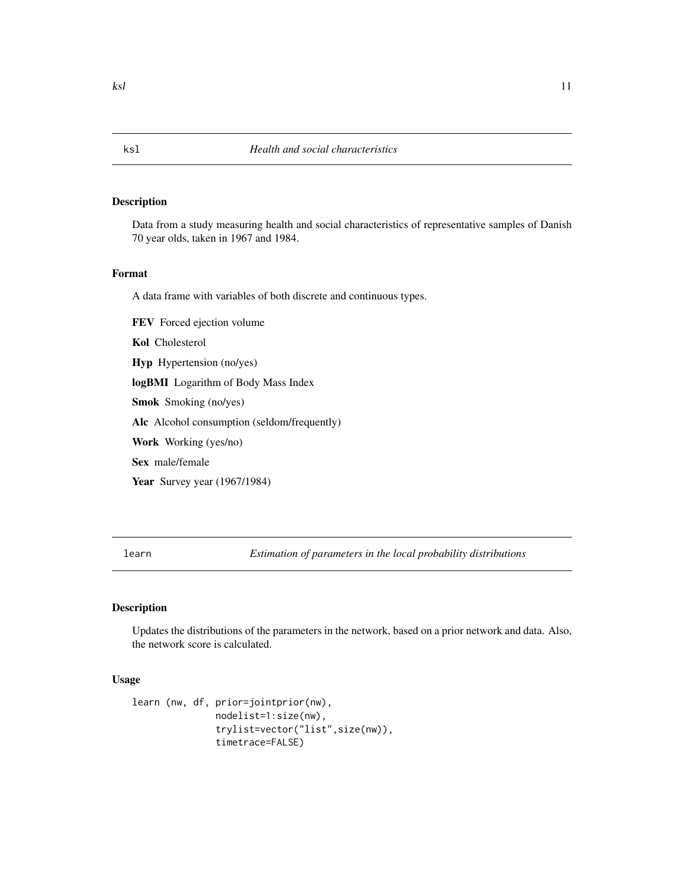## ksl — *Health and social characteristics*

### Description

Data from a study measuring health and social characteristics of representative samples of Danish 70 year olds, taken in 1967 and 1984.

### Format

A data frame with variables of both discrete and continuous types.

**FEV** Forced ejection volume

**Kol** Cholesterol

**Hyp** Hypertension (no/yes)

**logBMI** Logarithm of Body Mass Index

**Smok** Smoking (no/yes)

**Alc** Alcohol consumption (seldom/frequently)

**Work** Working (yes/no)

**Sex** male/female

**Year** Survey year (1967/1984)

## learn — *Estimation of parameters in the local probability distributions*

### Description

Updates the distributions of the parameters in the network, based on a prior network and data. Also, the network score is calculated.

### Usage

```
learn (nw, df, prior=jointprior(nw),
               nodelist=1:size(nw),
               trylist=vector("list",size(nw)),
               timetrace=FALSE)
```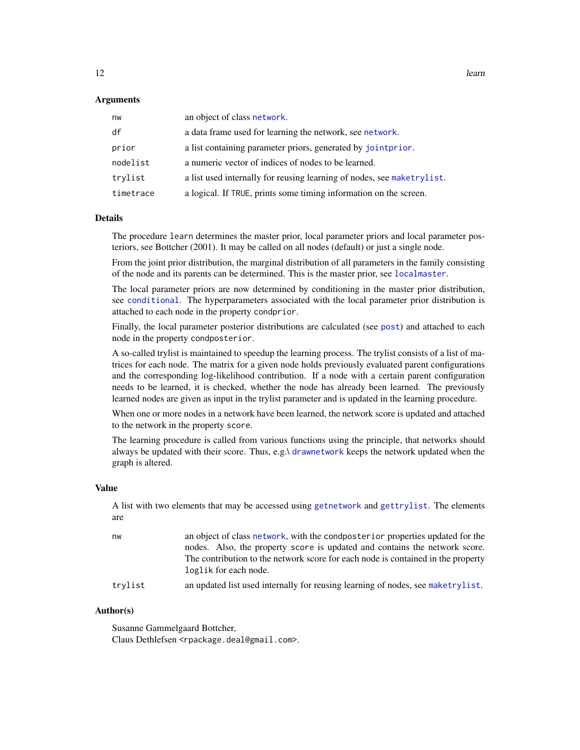## Arguments

| | |
|---|---|
| `nw` | an object of class `network`. |
| `df` | a data frame used for learning the network, see `network`. |
| `prior` | a list containing parameter priors, generated by `jointprior`. |
| `nodelist` | a numeric vector of indices of nodes to be learned. |
| `trylist` | a list used internally for reusing learning of nodes, see `maketrylist`. |
| `timetrace` | a logical. If `TRUE`, prints some timing information on the screen. |

## Details

The procedure `learn` determines the master prior, local parameter priors and local parameter posteriors, see Bottcher (2001). It may be called on all nodes (default) or just a single node.

From the joint prior distribution, the marginal distribution of all parameters in the family consisting of the node and its parents can be determined. This is the master prior, see `localmaster`.

The local parameter priors are now determined by conditioning in the master prior distribution, see `conditional`. The hyperparameters associated with the local parameter prior distribution is attached to each node in the property `condprior`.

Finally, the local parameter posterior distributions are calculated (see `post`) and attached to each node in the property `condposterior`.

A so-called trylist is maintained to speedup the learning process. The trylist consists of a list of matrices for each node. The matrix for a given node holds previously evaluated parent configurations and the corresponding log-likelihood contribution. If a node with a certain parent configuration needs to be learned, it is checked, whether the node has already been learned. The previously learned nodes are given as input in the trylist parameter and is updated in the learning procedure.

When one or more nodes in a network have been learned, the network score is updated and attached to the network in the property `score`.

The learning procedure is called from various functions using the principle, that networks should always be updated with their score. Thus, e.g.\ `drawnetwork` keeps the network updated when the graph is altered.

## Value

A list with two elements that may be accessed using `getnetwork` and `gettrylist`. The elements are

| | |
|---|---|
| `nw` | an object of class `network`, with the `condposterior` properties updated for the nodes. Also, the property `score` is updated and contains the network score. The contribution to the network score for each node is contained in the property `loglik` for each node. |
| `trylist` | an updated list used internally for reusing learning of nodes, see `maketrylist`. |

## Author(s)

Susanne Gammelgaard Bottcher,
Claus Dethlefsen <rpackage.deal@gmail.com>.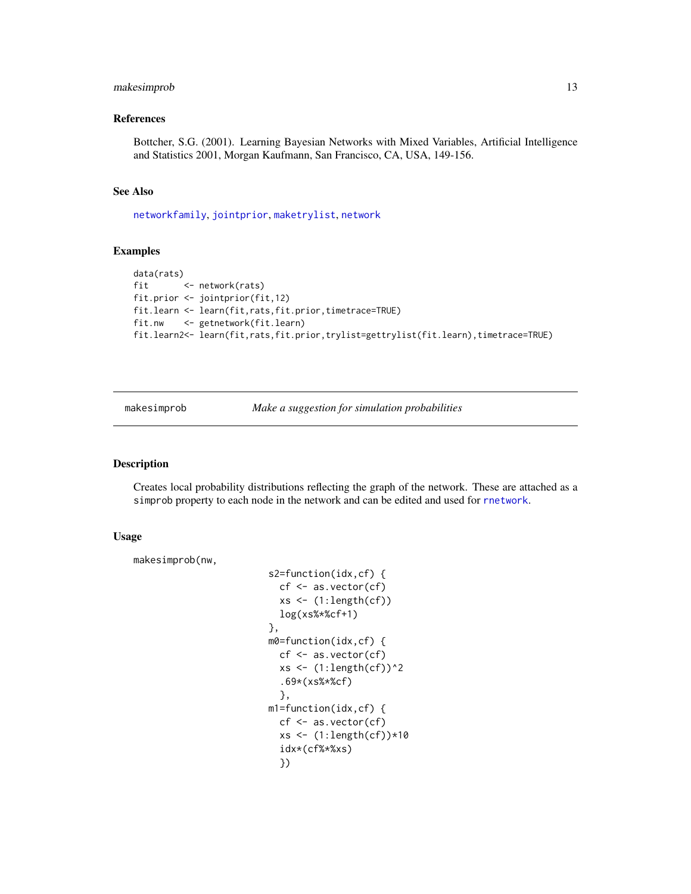### References

Bottcher, S.G. (2001). Learning Bayesian Networks with Mixed Variables, Artificial Intelligence and Statistics 2001, Morgan Kaufmann, San Francisco, CA, USA, 149-156.

### See Also

networkfamily, jointprior, maketrylist, network

### Examples

```
data(rats)
fit       <- network(rats)
fit.prior <- jointprior(fit,12)
fit.learn <- learn(fit,rats,fit.prior,timetrace=TRUE)
fit.nw    <- getnetwork(fit.learn)
fit.learn2<- learn(fit,rats,fit.prior,trylist=gettrylist(fit.learn),timetrace=TRUE)
```

---

## makesimprob — *Make a suggestion for simulation probabilities*

### Description

Creates local probability distributions reflecting the graph of the network. These are attached as a `simprob` property to each node in the network and can be edited and used for rnetwork.

### Usage

```
makesimprob(nw,
                         s2=function(idx,cf) {
                           cf <- as.vector(cf)
                           xs <- (1:length(cf))
                           log(xs%*%cf+1)
                         },
                         m0=function(idx,cf) {
                           cf <- as.vector(cf)
                           xs <- (1:length(cf))^2
                           .69*(xs%*%cf)
                           },
                         m1=function(idx,cf) {
                           cf <- as.vector(cf)
                           xs <- (1:length(cf))*10
                           idx*(cf%*%xs)
                           })
```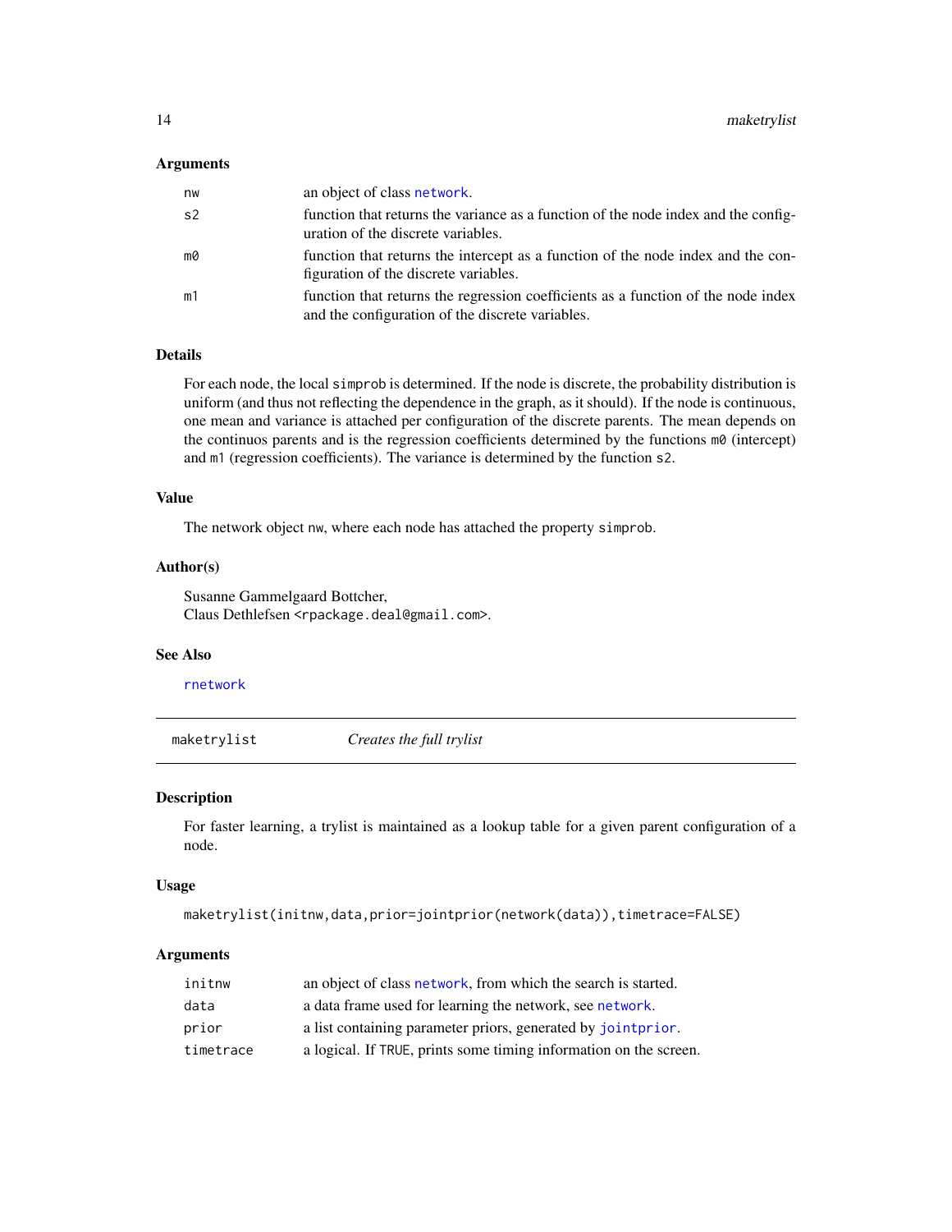### Arguments

| | |
|---|---|
| `nw` | an object of class `network`. |
| `s2` | function that returns the variance as a function of the node index and the configuration of the discrete variables. |
| `m0` | function that returns the intercept as a function of the node index and the configuration of the discrete variables. |
| `m1` | function that returns the regression coefficients as a function of the node index and the configuration of the discrete variables. |

### Details

For each node, the local `simprob` is determined. If the node is discrete, the probability distribution is uniform (and thus not reflecting the dependence in the graph, as it should). If the node is continuous, one mean and variance is attached per configuration of the discrete parents. The mean depends on the continuos parents and is the regression coefficients determined by the functions `m0` (intercept) and `m1` (regression coefficients). The variance is determined by the function `s2`.

### Value

The network object `nw`, where each node has attached the property `simprob`.

### Author(s)

Susanne Gammelgaard Bottcher,
Claus Dethlefsen <rpackage.deal@gmail.com>.

### See Also

`rnetwork`

---

## `maketrylist` *Creates the full trylist*

### Description

For faster learning, a trylist is maintained as a lookup table for a given parent configuration of a node.

### Usage

```
maketrylist(initnw,data,prior=jointprior(network(data)),timetrace=FALSE)
```

### Arguments

| | |
|---|---|
| `initnw` | an object of class `network`, from which the search is started. |
| `data` | a data frame used for learning the network, see `network`. |
| `prior` | a list containing parameter priors, generated by `jointprior`. |
| `timetrace` | a logical. If `TRUE`, prints some timing information on the screen. |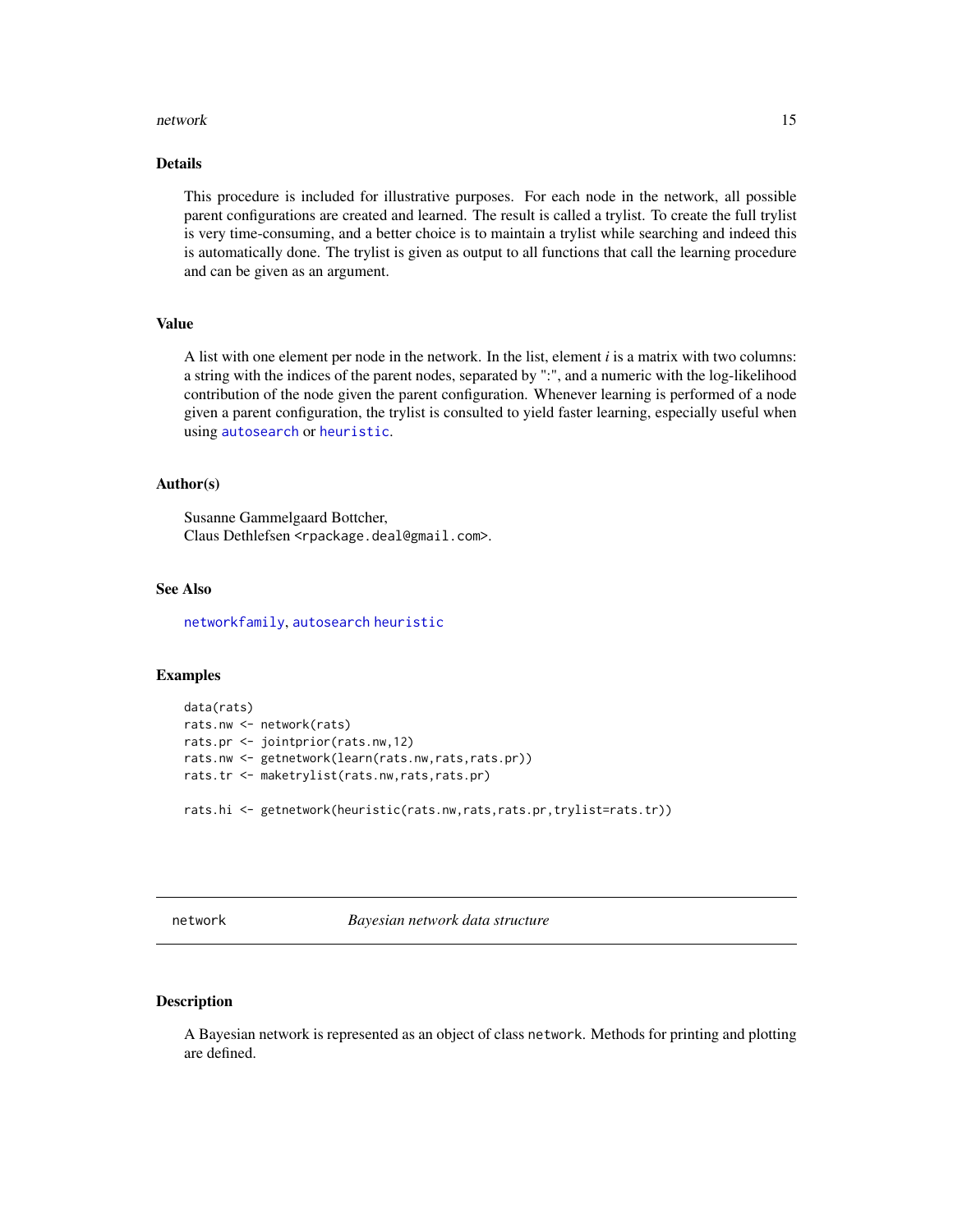## Details

This procedure is included for illustrative purposes. For each node in the network, all possible parent configurations are created and learned. The result is called a trylist. To create the full trylist is very time-consuming, and a better choice is to maintain a trylist while searching and indeed this is automatically done. The trylist is given as output to all functions that call the learning procedure and can be given as an argument.

## Value

A list with one element per node in the network. In the list, element $i$ is a matrix with two columns: a string with the indices of the parent nodes, separated by ":", and a numeric with the log-likelihood contribution of the node given the parent configuration. Whenever learning is performed of a node given a parent configuration, the trylist is consulted to yield faster learning, especially useful when using `autosearch` or `heuristic`.

## Author(s)

Susanne Gammelgaard Bottcher,
Claus Dethlefsen <rpackage.deal@gmail.com>.

## See Also

`networkfamily`, `autosearch` `heuristic`

## Examples

```
data(rats)
rats.nw <- network(rats)
rats.pr <- jointprior(rats.nw,12)
rats.nw <- getnetwork(learn(rats.nw,rats,rats.pr))
rats.tr <- maketrylist(rats.nw,rats,rats.pr)

rats.hi <- getnetwork(heuristic(rats.nw,rats,rats.pr,trylist=rats.tr))
```

---

# network — *Bayesian network data structure*

## Description

A Bayesian network is represented as an object of class `network`. Methods for printing and plotting are defined.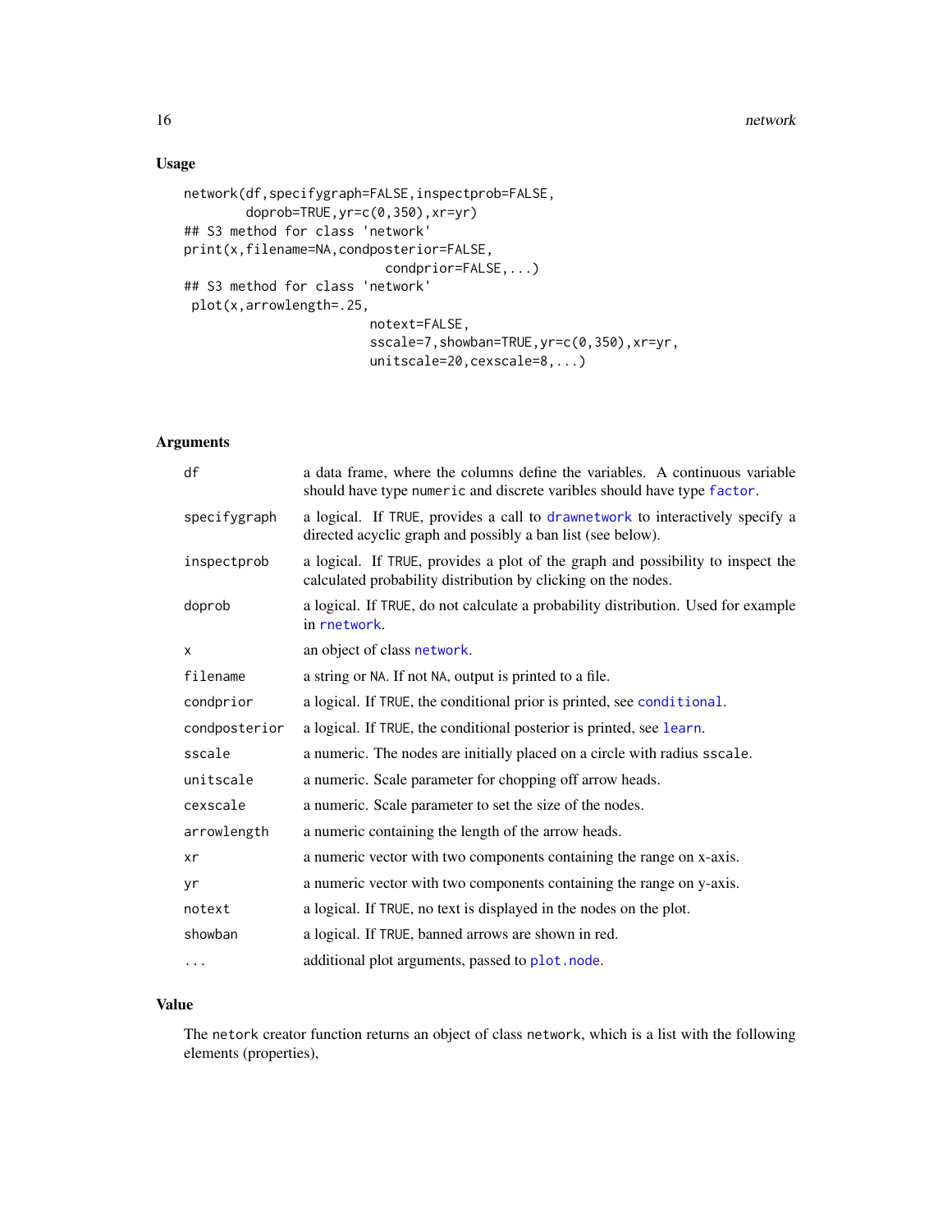## Usage

```
network(df,specifygraph=FALSE,inspectprob=FALSE,
        doprob=TRUE,yr=c(0,350),xr=yr)
## S3 method for class 'network'
print(x,filename=NA,condposterior=FALSE,
                        condprior=FALSE,...)
## S3 method for class 'network'
 plot(x,arrowlength=.25,
                       notext=FALSE,
                       sscale=7,showban=TRUE,yr=c(0,350),xr=yr,
                       unitscale=20,cexscale=8,...)
```

## Arguments

| | |
|---|---|
| `df` | a data frame, where the columns define the variables. A continuous variable should have type `numeric` and discrete varibles should have type `factor`. |
| `specifygraph` | a logical. If `TRUE`, provides a call to `drawnetwork` to interactively specify a directed acyclic graph and possibly a ban list (see below). |
| `inspectprob` | a logical. If `TRUE`, provides a plot of the graph and possibility to inspect the calculated probability distribution by clicking on the nodes. |
| `doprob` | a logical. If `TRUE`, do not calculate a probability distribution. Used for example in `rnetwork`. |
| `x` | an object of class `network`. |
| `filename` | a string or `NA`. If not `NA`, output is printed to a file. |
| `condprior` | a logical. If `TRUE`, the conditional prior is printed, see `conditional`. |
| `condposterior` | a logical. If `TRUE`, the conditional posterior is printed, see `learn`. |
| `sscale` | a numeric. The nodes are initially placed on a circle with radius `sscale`. |
| `unitscale` | a numeric. Scale parameter for chopping off arrow heads. |
| `cexscale` | a numeric. Scale parameter to set the size of the nodes. |
| `arrowlength` | a numeric containing the length of the arrow heads. |
| `xr` | a numeric vector with two components containing the range on x-axis. |
| `yr` | a numeric vector with two components containing the range on y-axis. |
| `notext` | a logical. If `TRUE`, no text is displayed in the nodes on the plot. |
| `showban` | a logical. If `TRUE`, banned arrows are shown in red. |
| `...` | additional plot arguments, passed to `plot.node`. |

## Value

The `netork` creator function returns an object of class `network`, which is a list with the following elements (properties),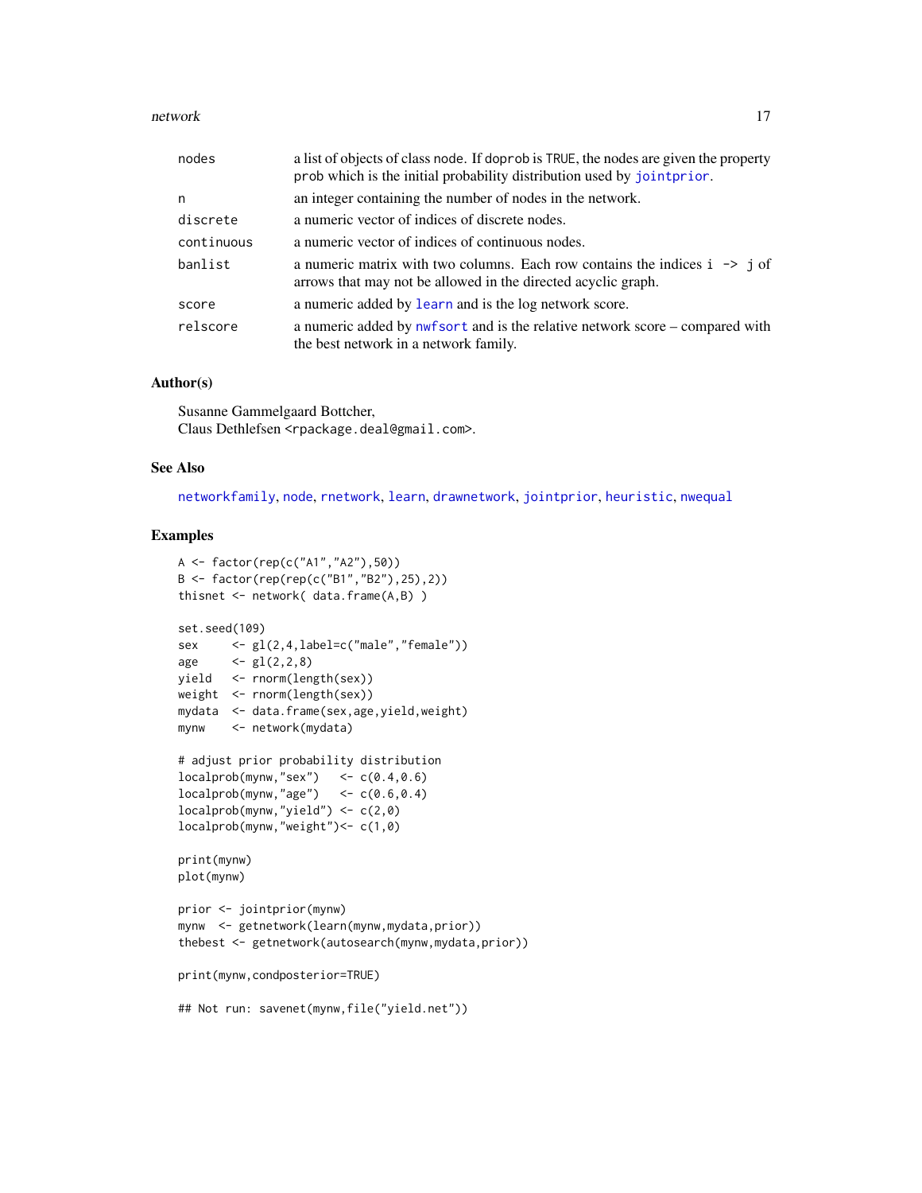| | |
|---|---|
| nodes | a list of objects of class node. If doprob is TRUE, the nodes are given the property prob which is the initial probability distribution used by jointprior. |
| n | an integer containing the number of nodes in the network. |
| discrete | a numeric vector of indices of discrete nodes. |
| continuous | a numeric vector of indices of continuous nodes. |
| banlist | a numeric matrix with two columns. Each row contains the indices i -> j of arrows that may not be allowed in the directed acyclic graph. |
| score | a numeric added by learn and is the log network score. |
| relscore | a numeric added by nwfsort and is the relative network score – compared with the best network in a network family. |

## Author(s)

Susanne Gammelgaard Bottcher,
Claus Dethlefsen <rpackage.deal@gmail.com>.

## See Also

networkfamily, node, rnetwork, learn, drawnetwork, jointprior, heuristic, nwequal

## Examples

```
A <- factor(rep(c("A1","A2"),50))
B <- factor(rep(rep(c("B1","B2"),25),2))
thisnet <- network( data.frame(A,B) )

set.seed(109)
sex     <- gl(2,4,label=c("male","female"))
age     <- gl(2,2,8)
yield   <- rnorm(length(sex))
weight  <- rnorm(length(sex))
mydata  <- data.frame(sex,age,yield,weight)
mynw    <- network(mydata)

# adjust prior probability distribution
localprob(mynw,"sex")   <- c(0.4,0.6)
localprob(mynw,"age")   <- c(0.6,0.4)
localprob(mynw,"yield") <- c(2,0)
localprob(mynw,"weight")<- c(1,0)

print(mynw)
plot(mynw)

prior <- jointprior(mynw)
mynw  <- getnetwork(learn(mynw,mydata,prior))
thebest <- getnetwork(autosearch(mynw,mydata,prior))

print(mynw,condposterior=TRUE)

## Not run: savenet(mynw,file("yield.net"))
```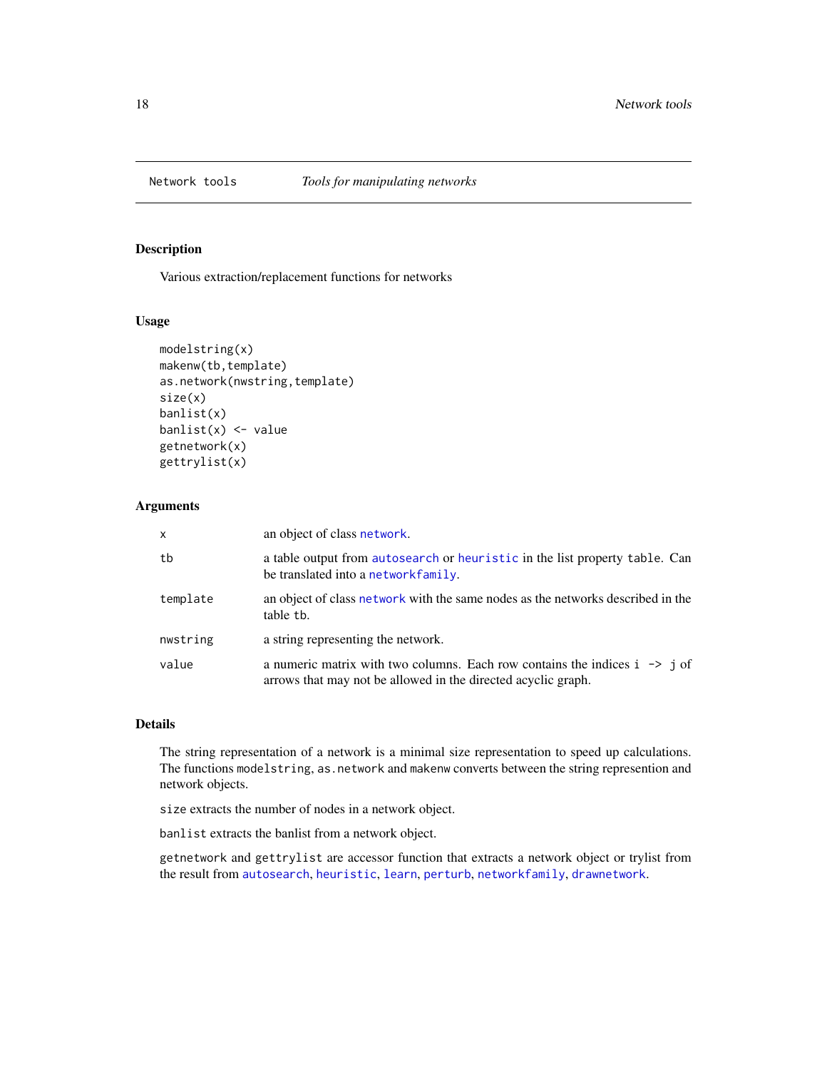Network tools *Tools for manipulating networks*

## Description

Various extraction/replacement functions for networks

## Usage

```
modelstring(x)
makenw(tb,template)
as.network(nwstring,template)
size(x)
banlist(x)
banlist(x) <- value
getnetwork(x)
gettrylist(x)
```

## Arguments

| | |
|---|---|
| x | an object of class network. |
| tb | a table output from autosearch or heuristic in the list property table. Can be translated into a networkfamily. |
| template | an object of class network with the same nodes as the networks described in the table tb. |
| nwstring | a string representing the network. |
| value | a numeric matrix with two columns. Each row contains the indices i -> j of arrows that may not be allowed in the directed acyclic graph. |

## Details

The string representation of a network is a minimal size representation to speed up calculations. The functions modelstring, as.network and makenw converts between the string represention and network objects.

size extracts the number of nodes in a network object.

banlist extracts the banlist from a network object.

getnetwork and gettrylist are accessor function that extracts a network object or trylist from the result from autosearch, heuristic, learn, perturb, networkfamily, drawnetwork.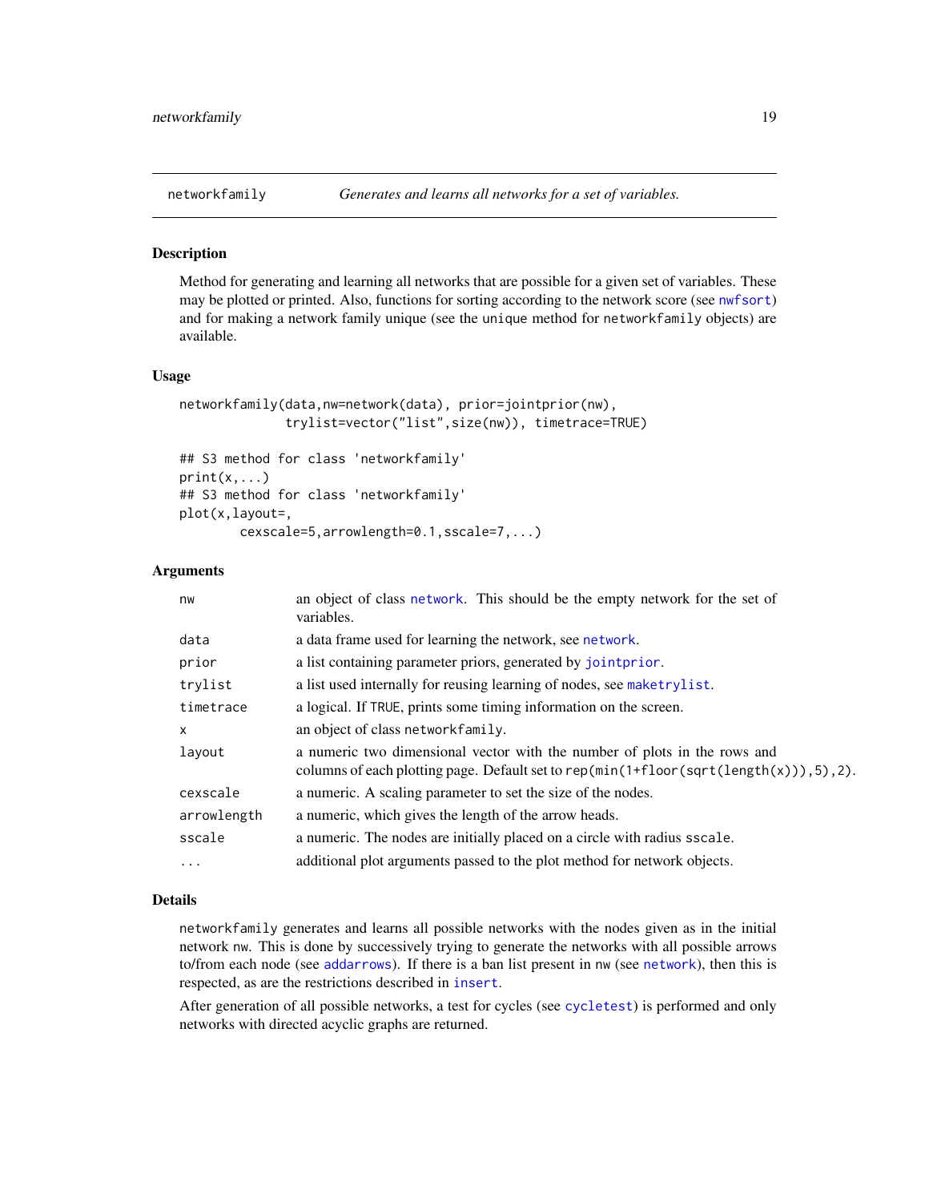## networkfamily — *Generates and learns all networks for a set of variables.*

### Description

Method for generating and learning all networks that are possible for a given set of variables. These may be plotted or printed. Also, functions for sorting according to the network score (see nwfsort) and for making a network family unique (see the unique method for networkfamily objects) are available.

### Usage

```
networkfamily(data,nw=network(data), prior=jointprior(nw),
              trylist=vector("list",size(nw)), timetrace=TRUE)

## S3 method for class 'networkfamily'
print(x,...)
## S3 method for class 'networkfamily'
plot(x,layout=,
        cexscale=5,arrowlength=0.1,sscale=7,...)
```

### Arguments

| | |
|---|---|
| nw | an object of class network. This should be the empty network for the set of variables. |
| data | a data frame used for learning the network, see network. |
| prior | a list containing parameter priors, generated by jointprior. |
| trylist | a list used internally for reusing learning of nodes, see maketrylist. |
| timetrace | a logical. If TRUE, prints some timing information on the screen. |
| x | an object of class networkfamily. |
| layout | a numeric two dimensional vector with the number of plots in the rows and columns of each plotting page. Default set to rep(min(1+floor(sqrt(length(x))),5),2). |
| cexscale | a numeric. A scaling parameter to set the size of the nodes. |
| arrowlength | a numeric, which gives the length of the arrow heads. |
| sscale | a numeric. The nodes are initially placed on a circle with radius sscale. |
| ... | additional plot arguments passed to the plot method for network objects. |

### Details

networkfamily generates and learns all possible networks with the nodes given as in the initial network nw. This is done by successively trying to generate the networks with all possible arrows to/from each node (see addarrows). If there is a ban list present in nw (see network), then this is respected, as are the restrictions described in insert.

After generation of all possible networks, a test for cycles (see cycletest) is performed and only networks with directed acyclic graphs are returned.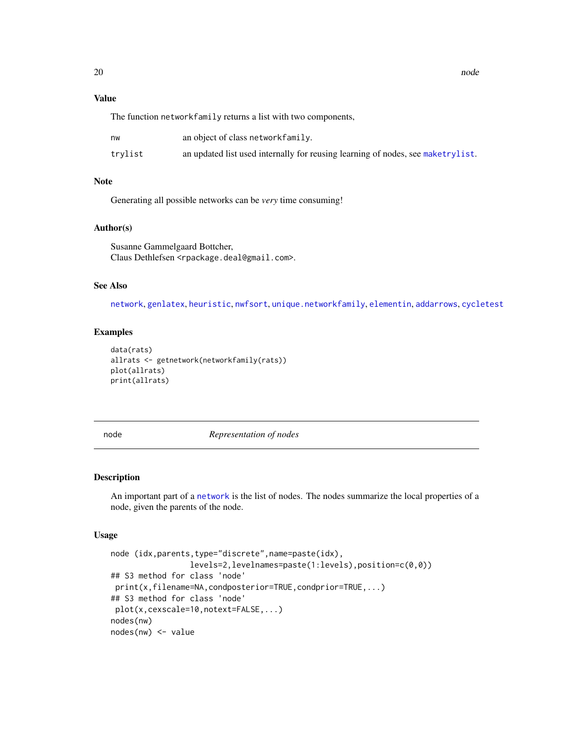### Value

The function `networkfamily` returns a list with two components,

| | |
|---|---|
| `nw` | an object of class `networkfamily`. |
| `trylist` | an updated list used internally for reusing learning of nodes, see `maketrylist`. |

### Note

Generating all possible networks can be *very* time consuming!

### Author(s)

Susanne Gammelgaard Bottcher,
Claus Dethlefsen <rpackage.deal@gmail.com>.

### See Also

`network`, `genlatex`, `heuristic`, `nwfsort`, `unique.networkfamily`, `elementin`, `addarrows`, `cycletest`

### Examples

```
data(rats)
allrats <- getnetwork(networkfamily(rats))
plot(allrats)
print(allrats)
```

---

## node — *Representation of nodes*

---

### Description

An important part of a `network` is the list of nodes. The nodes summarize the local properties of a node, given the parents of the node.

### Usage

```
node (idx,parents,type="discrete",name=paste(idx),
                 levels=2,levelnames=paste(1:levels),position=c(0,0))
## S3 method for class 'node'
 print(x,filename=NA,condposterior=TRUE,condprior=TRUE,...)
## S3 method for class 'node'
 plot(x,cexscale=10,notext=FALSE,...)
nodes(nw)
nodes(nw) <- value
```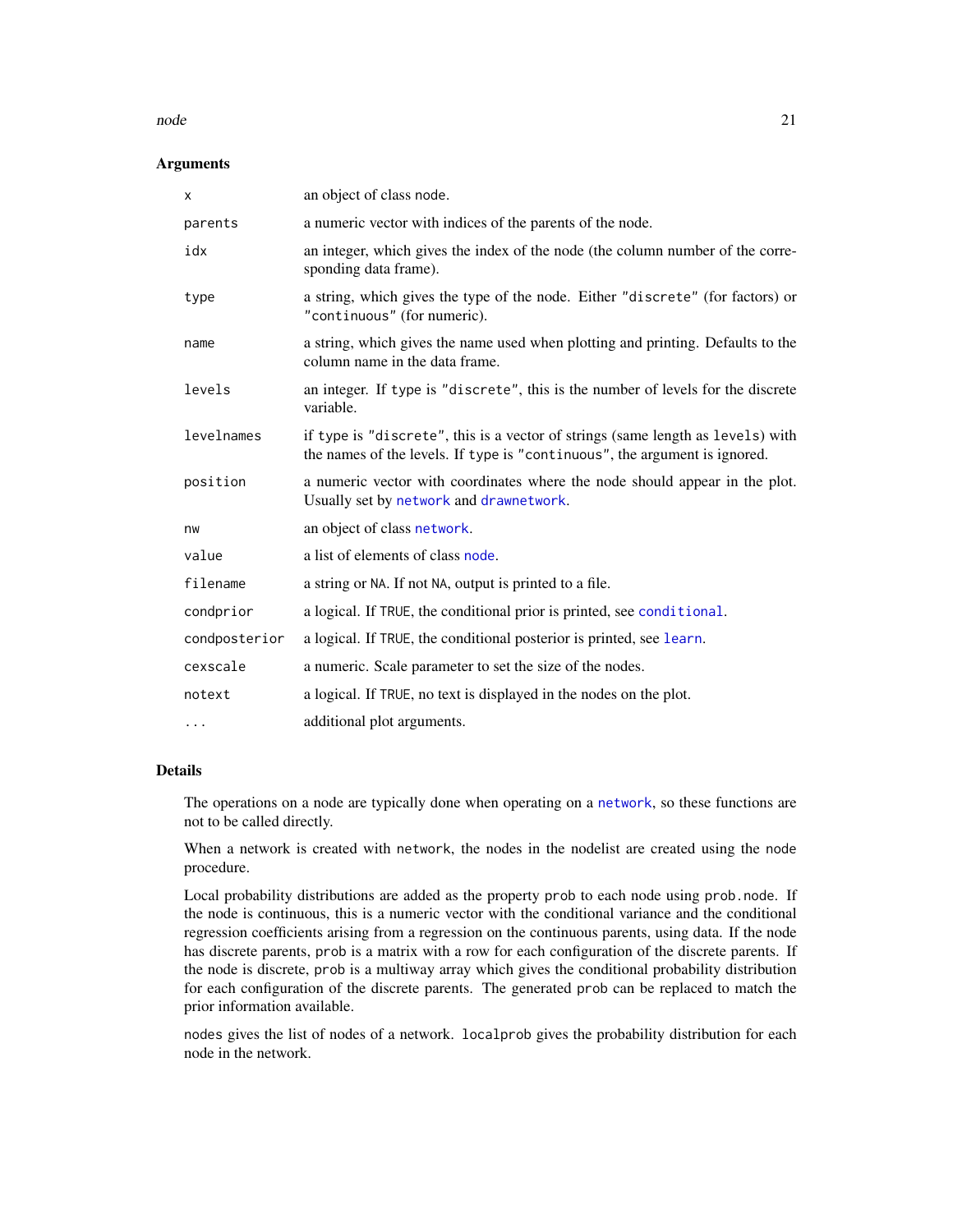### Arguments

| | |
|---|---|
| `x` | an object of class `node`. |
| `parents` | a numeric vector with indices of the parents of the node. |
| `idx` | an integer, which gives the index of the node (the column number of the corresponding data frame). |
| `type` | a string, which gives the type of the node. Either `"discrete"` (for factors) or `"continuous"` (for numeric). |
| `name` | a string, which gives the name used when plotting and printing. Defaults to the column name in the data frame. |
| `levels` | an integer. If `type` is `"discrete"`, this is the number of levels for the discrete variable. |
| `levelnames` | if `type` is `"discrete"`, this is a vector of strings (same length as `levels`) with the names of the levels. If `type` is `"continuous"`, the argument is ignored. |
| `position` | a numeric vector with coordinates where the node should appear in the plot. Usually set by `network` and `drawnetwork`. |
| `nw` | an object of class `network`. |
| `value` | a list of elements of class `node`. |
| `filename` | a string or `NA`. If not `NA`, output is printed to a file. |
| `condprior` | a logical. If `TRUE`, the conditional prior is printed, see `conditional`. |
| `condposterior` | a logical. If `TRUE`, the conditional posterior is printed, see `learn`. |
| `cexscale` | a numeric. Scale parameter to set the size of the nodes. |
| `notext` | a logical. If `TRUE`, no text is displayed in the nodes on the plot. |
| `...` | additional plot arguments. |

### Details

The operations on a node are typically done when operating on a `network`, so these functions are not to be called directly.

When a network is created with `network`, the nodes in the nodelist are created using the `node` procedure.

Local probability distributions are added as the property `prob` to each node using `prob.node`. If the node is continuous, this is a numeric vector with the conditional variance and the conditional regression coefficients arising from a regression on the continuous parents, using data. If the node has discrete parents, `prob` is a matrix with a row for each configuration of the discrete parents. If the node is discrete, `prob` is a multiway array which gives the conditional probability distribution for each configuration of the discrete parents. The generated `prob` can be replaced to match the prior information available.

`nodes` gives the list of nodes of a network. `localprob` gives the probability distribution for each node in the network.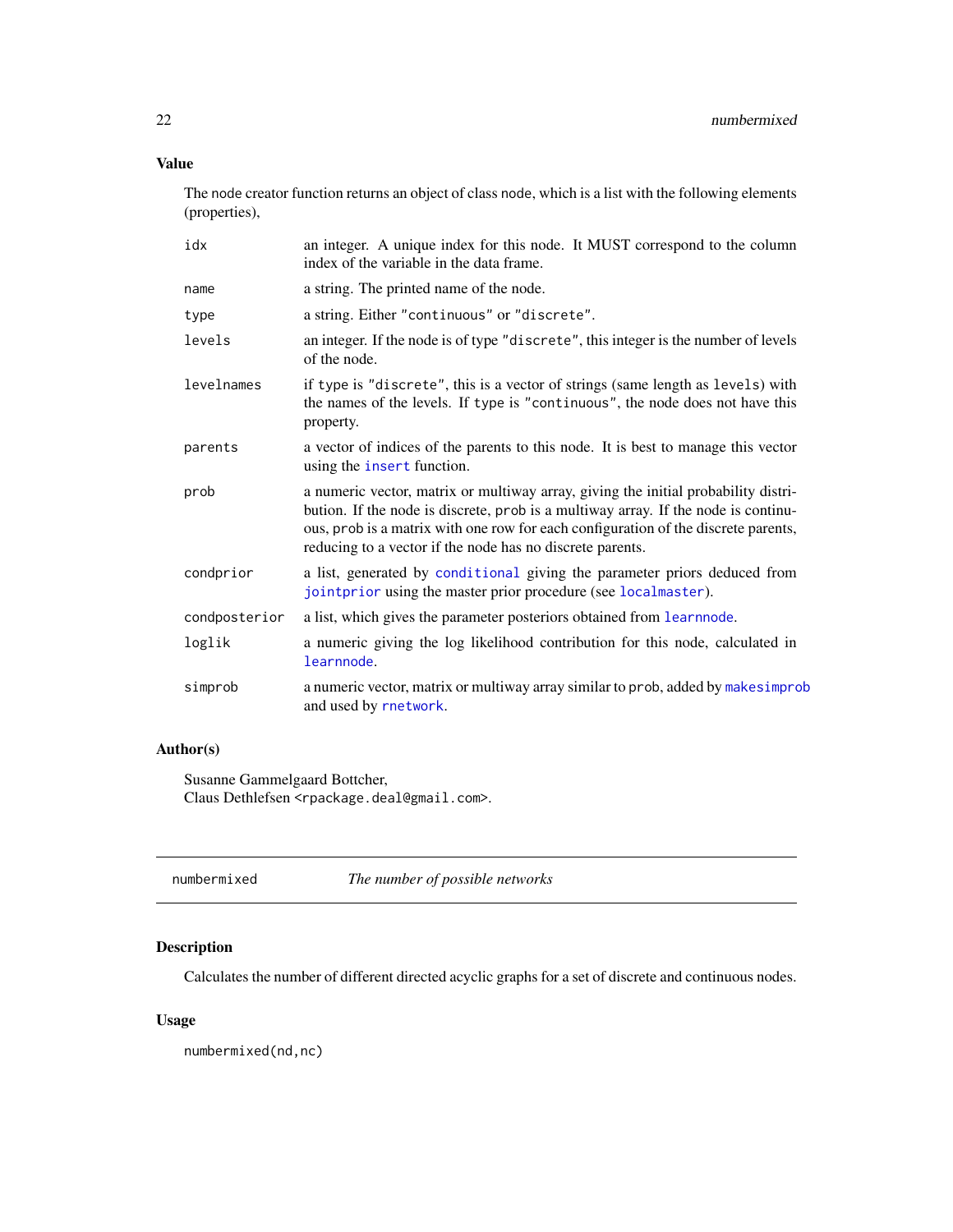### Value

The node creator function returns an object of class node, which is a list with the following elements (properties),

| | |
|---|---|
| `idx` | an integer. A unique index for this node. It MUST correspond to the column index of the variable in the data frame. |
| `name` | a string. The printed name of the node. |
| `type` | a string. Either `"continuous"` or `"discrete"`. |
| `levels` | an integer. If the node is of type `"discrete"`, this integer is the number of levels of the node. |
| `levelnames` | if `type` is `"discrete"`, this is a vector of strings (same length as `levels`) with the names of the levels. If `type` is `"continuous"`, the node does not have this property. |
| `parents` | a vector of indices of the parents to this node. It is best to manage this vector using the `insert` function. |
| `prob` | a numeric vector, matrix or multiway array, giving the initial probability distribution. If the node is discrete, `prob` is a multiway array. If the node is continuous, `prob` is a matrix with one row for each configuration of the discrete parents, reducing to a vector if the node has no discrete parents. |
| `condprior` | a list, generated by `conditional` giving the parameter priors deduced from `jointprior` using the master prior procedure (see `localmaster`). |
| `condposterior` | a list, which gives the parameter posteriors obtained from `learnnode`. |
| `loglik` | a numeric giving the log likelihood contribution for this node, calculated in `learnnode`. |
| `simprob` | a numeric vector, matrix or multiway array similar to `prob`, added by `makesimprob` and used by `rnetwork`. |

### Author(s)

Susanne Gammelgaard Bottcher,
Claus Dethlefsen <rpackage.deal@gmail.com>.

---

## numbermixed — *The number of possible networks*

### Description

Calculates the number of different directed acyclic graphs for a set of discrete and continuous nodes.

### Usage

```
numbermixed(nd,nc)
```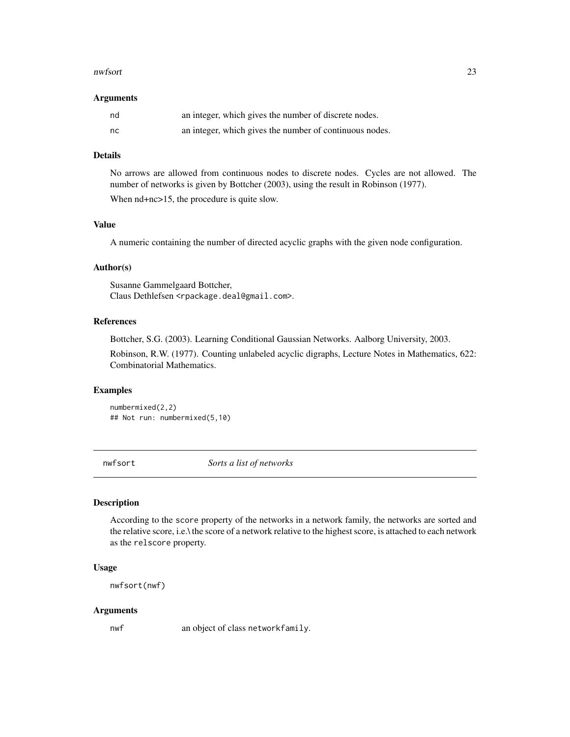### Arguments

| | |
|---|---|
| `nd` | an integer, which gives the number of discrete nodes. |
| `nc` | an integer, which gives the number of continuous nodes. |

### Details

No arrows are allowed from continuous nodes to discrete nodes. Cycles are not allowed. The number of networks is given by Bottcher (2003), using the result in Robinson (1977).

When nd+nc>15, the procedure is quite slow.

### Value

A numeric containing the number of directed acyclic graphs with the given node configuration.

### Author(s)

Susanne Gammelgaard Bottcher,
Claus Dethlefsen <rpackage.deal@gmail.com>.

### References

Bottcher, S.G. (2003). Learning Conditional Gaussian Networks. Aalborg University, 2003.

Robinson, R.W. (1977). Counting unlabeled acyclic digraphs, Lecture Notes in Mathematics, 622: Combinatorial Mathematics.

### Examples

```
numbermixed(2,2)
## Not run: numbermixed(5,10)
```

---

## nwfsort — *Sorts a list of networks*

### Description

According to the `score` property of the networks in a network family, the networks are sorted and the relative score, i.e.\ the score of a network relative to the highest score, is attached to each network as the `relscore` property.

### Usage

```
nwfsort(nwf)
```

### Arguments

| | |
|---|---|
| `nwf` | an object of class `networkfamily`. |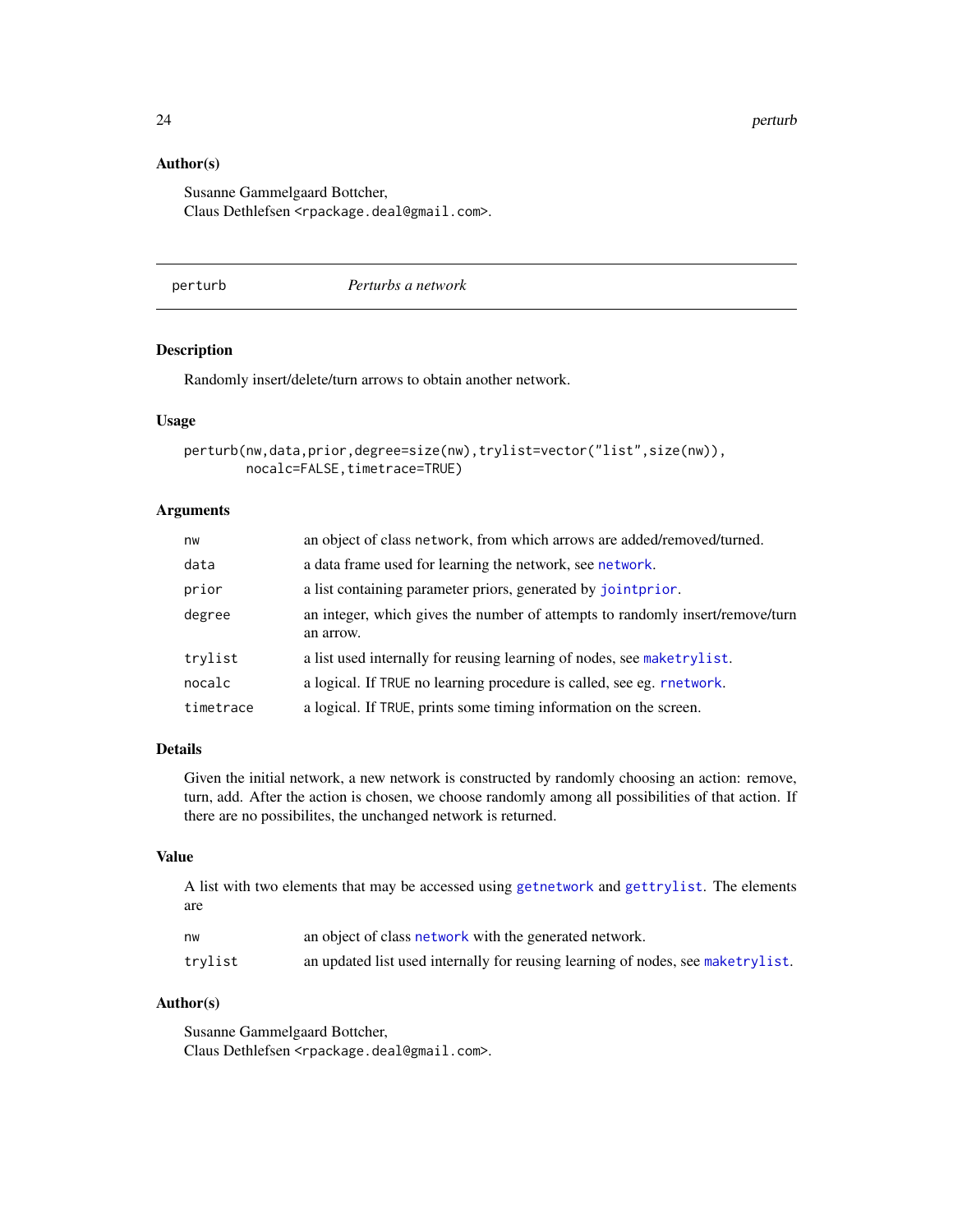### Author(s)

Susanne Gammelgaard Bottcher,
Claus Dethlefsen <rpackage.deal@gmail.com>.

---

## perturb — *Perturbs a network*

---

### Description

Randomly insert/delete/turn arrows to obtain another network.

### Usage

```
perturb(nw,data,prior,degree=size(nw),trylist=vector("list",size(nw)),
        nocalc=FALSE,timetrace=TRUE)
```

### Arguments

| | |
|---|---|
| `nw` | an object of class `network`, from which arrows are added/removed/turned. |
| `data` | a data frame used for learning the network, see `network`. |
| `prior` | a list containing parameter priors, generated by `jointprior`. |
| `degree` | an integer, which gives the number of attempts to randomly insert/remove/turn an arrow. |
| `trylist` | a list used internally for reusing learning of nodes, see `maketrylist`. |
| `nocalc` | a logical. If `TRUE` no learning procedure is called, see eg. `rnetwork`. |
| `timetrace` | a logical. If `TRUE`, prints some timing information on the screen. |

### Details

Given the initial network, a new network is constructed by randomly choosing an action: remove, turn, add. After the action is chosen, we choose randomly among all possibilities of that action. If there are no possibilites, the unchanged network is returned.

### Value

A list with two elements that may be accessed using `getnetwork` and `gettrylist`. The elements are

| | |
|---|---|
| `nw` | an object of class `network` with the generated network. |
| `trylist` | an updated list used internally for reusing learning of nodes, see `maketrylist`. |

### Author(s)

Susanne Gammelgaard Bottcher,
Claus Dethlefsen <rpackage.deal@gmail.com>.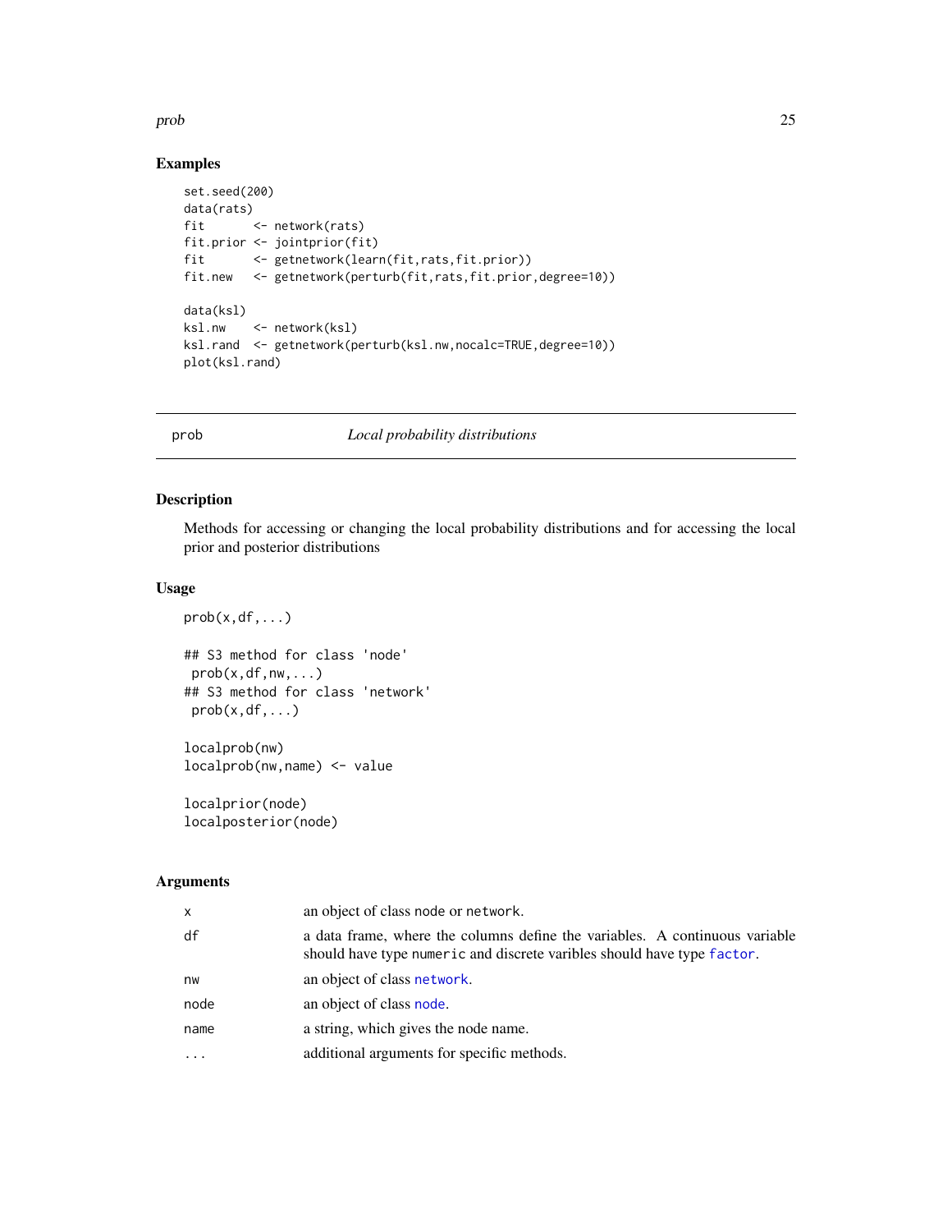### Examples

```
set.seed(200)
data(rats)
fit       <- network(rats)
fit.prior <- jointprior(fit)
fit       <- getnetwork(learn(fit,rats,fit.prior))
fit.new   <- getnetwork(perturb(fit,rats,fit.prior,degree=10))

data(ksl)
ksl.nw    <- network(ksl)
ksl.rand  <- getnetwork(perturb(ksl.nw,nocalc=TRUE,degree=10))
plot(ksl.rand)
```

---

## prob — *Local probability distributions*

### Description

Methods for accessing or changing the local probability distributions and for accessing the local prior and posterior distributions

### Usage

```
prob(x,df,...)

## S3 method for class 'node'
 prob(x,df,nw,...)
## S3 method for class 'network'
 prob(x,df,...)

localprob(nw)
localprob(nw,name) <- value

localprior(node)
localposterior(node)
```

### Arguments

| | |
|---|---|
| x | an object of class node or network. |
| df | a data frame, where the columns define the variables. A continuous variable should have type numeric and discrete varibles should have type factor. |
| nw | an object of class network. |
| node | an object of class node. |
| name | a string, which gives the node name. |
| ... | additional arguments for specific methods. |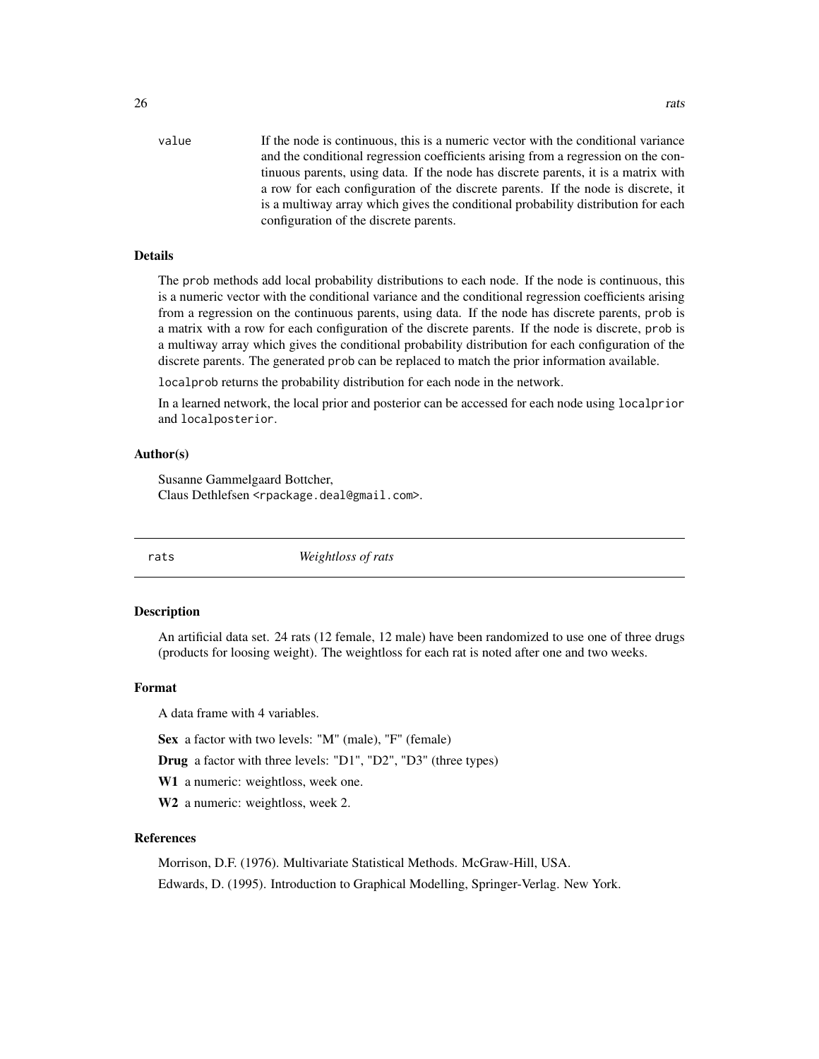value — If the node is continuous, this is a numeric vector with the conditional variance and the conditional regression coefficients arising from a regression on the continuous parents, using data. If the node has discrete parents, it is a matrix with a row for each configuration of the discrete parents. If the node is discrete, it is a multiway array which gives the conditional probability distribution for each configuration of the discrete parents.

### Details

The `prob` methods add local probability distributions to each node. If the node is continuous, this is a numeric vector with the conditional variance and the conditional regression coefficients arising from a regression on the continuous parents, using data. If the node has discrete parents, `prob` is a matrix with a row for each configuration of the discrete parents. If the node is discrete, `prob` is a multiway array which gives the conditional probability distribution for each configuration of the discrete parents. The generated `prob` can be replaced to match the prior information available.

`localprob` returns the probability distribution for each node in the network.

In a learned network, the local prior and posterior can be accessed for each node using `localprior` and `localposterior`.

### Author(s)

Susanne Gammelgaard Bottcher,
Claus Dethlefsen <rpackage.deal@gmail.com>.

---

## rats — *Weightloss of rats*

---

### Description

An artificial data set. 24 rats (12 female, 12 male) have been randomized to use one of three drugs (products for loosing weight). The weightloss for each rat is noted after one and two weeks.

### Format

A data frame with 4 variables.

**Sex** a factor with two levels: "M" (male), "F" (female)

**Drug** a factor with three levels: "D1", "D2", "D3" (three types)

**W1** a numeric: weightloss, week one.

**W2** a numeric: weightloss, week 2.

### References

Morrison, D.F. (1976). Multivariate Statistical Methods. McGraw-Hill, USA.

Edwards, D. (1995). Introduction to Graphical Modelling, Springer-Verlag. New York.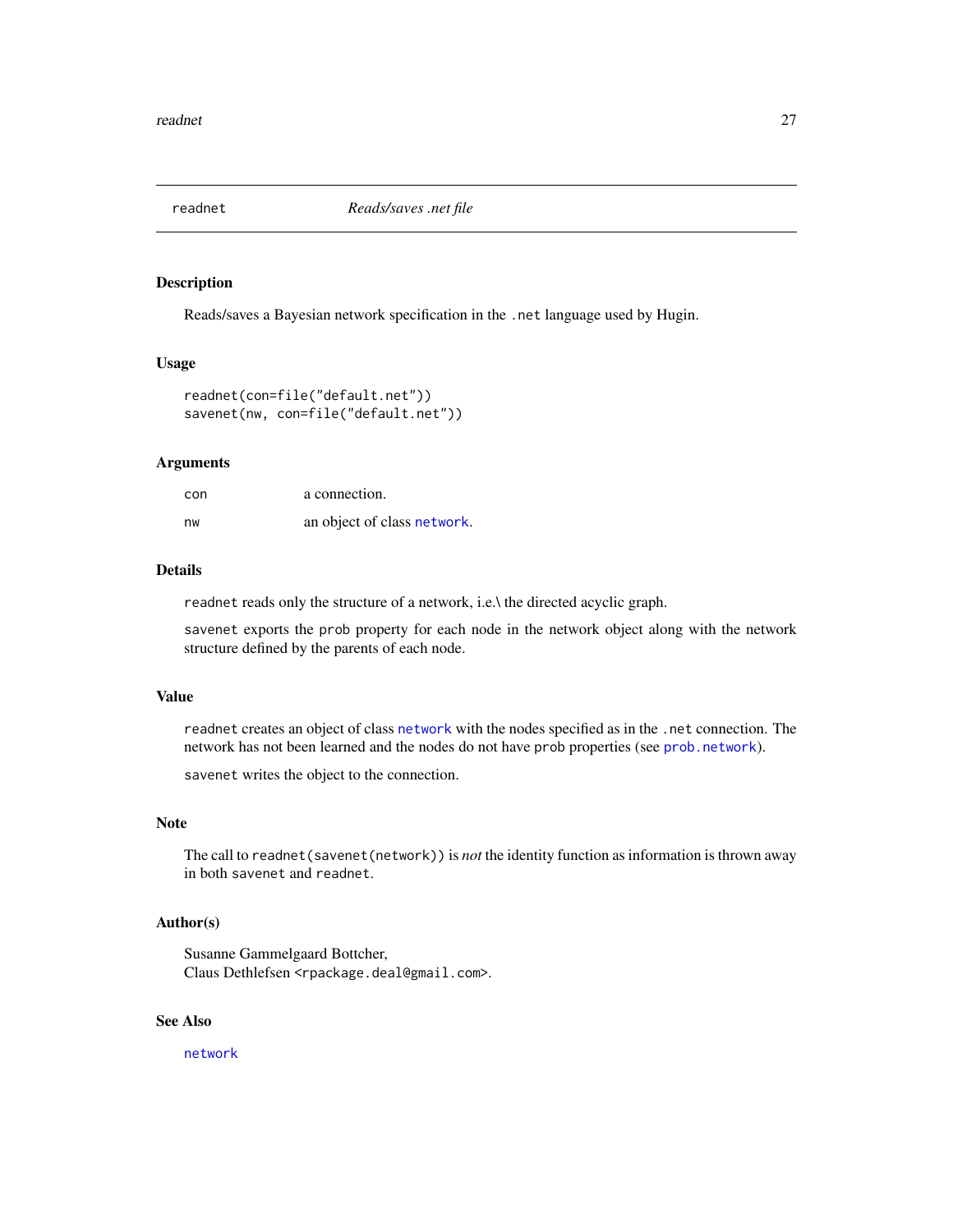readnet *Reads/saves .net file*

## Description

Reads/saves a Bayesian network specification in the `.net` language used by Hugin.

## Usage

```
readnet(con=file("default.net"))
savenet(nw, con=file("default.net"))
```

## Arguments

| | |
|---|---|
| `con` | a connection. |
| `nw` | an object of class `network`. |

## Details

`readnet` reads only the structure of a network, i.e.\ the directed acyclic graph.

`savenet` exports the `prob` property for each node in the network object along with the network structure defined by the parents of each node.

## Value

`readnet` creates an object of class `network` with the nodes specified as in the `.net` connection. The network has not been learned and the nodes do not have `prob` properties (see `prob.network`).

`savenet` writes the object to the connection.

## Note

The call to `readnet(savenet(network))` is *not* the identity function as information is thrown away in both `savenet` and `readnet`.

## Author(s)

Susanne Gammelgaard Bottcher,
Claus Dethlefsen <rpackage.deal@gmail.com>.

## See Also

`network`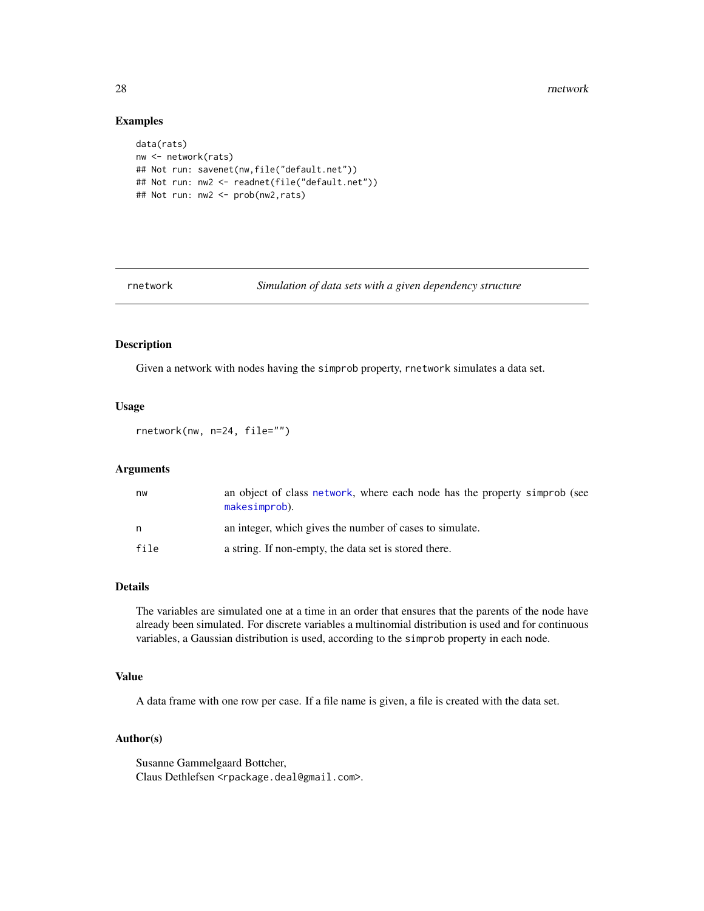## Examples

```
data(rats)
nw <- network(rats)
## Not run: savenet(nw,file("default.net"))
## Not run: nw2 <- readnet(file("default.net"))
## Not run: nw2 <- prob(nw2,rats)
```

---

# rnetwork — *Simulation of data sets with a given dependency structure*

## Description

Given a network with nodes having the `simprob` property, `rnetwork` simulates a data set.

## Usage

```
rnetwork(nw, n=24, file="")
```

## Arguments

| | |
|---|---|
| `nw` | an object of class `network`, where each node has the property `simprob` (see `makesimprob`). |
| `n` | an integer, which gives the number of cases to simulate. |
| `file` | a string. If non-empty, the data set is stored there. |

## Details

The variables are simulated one at a time in an order that ensures that the parents of the node have already been simulated. For discrete variables a multinomial distribution is used and for continuous variables, a Gaussian distribution is used, according to the `simprob` property in each node.

## Value

A data frame with one row per case. If a file name is given, a file is created with the data set.

## Author(s)

Susanne Gammelgaard Bottcher,
Claus Dethlefsen <rpackage.deal@gmail.com>.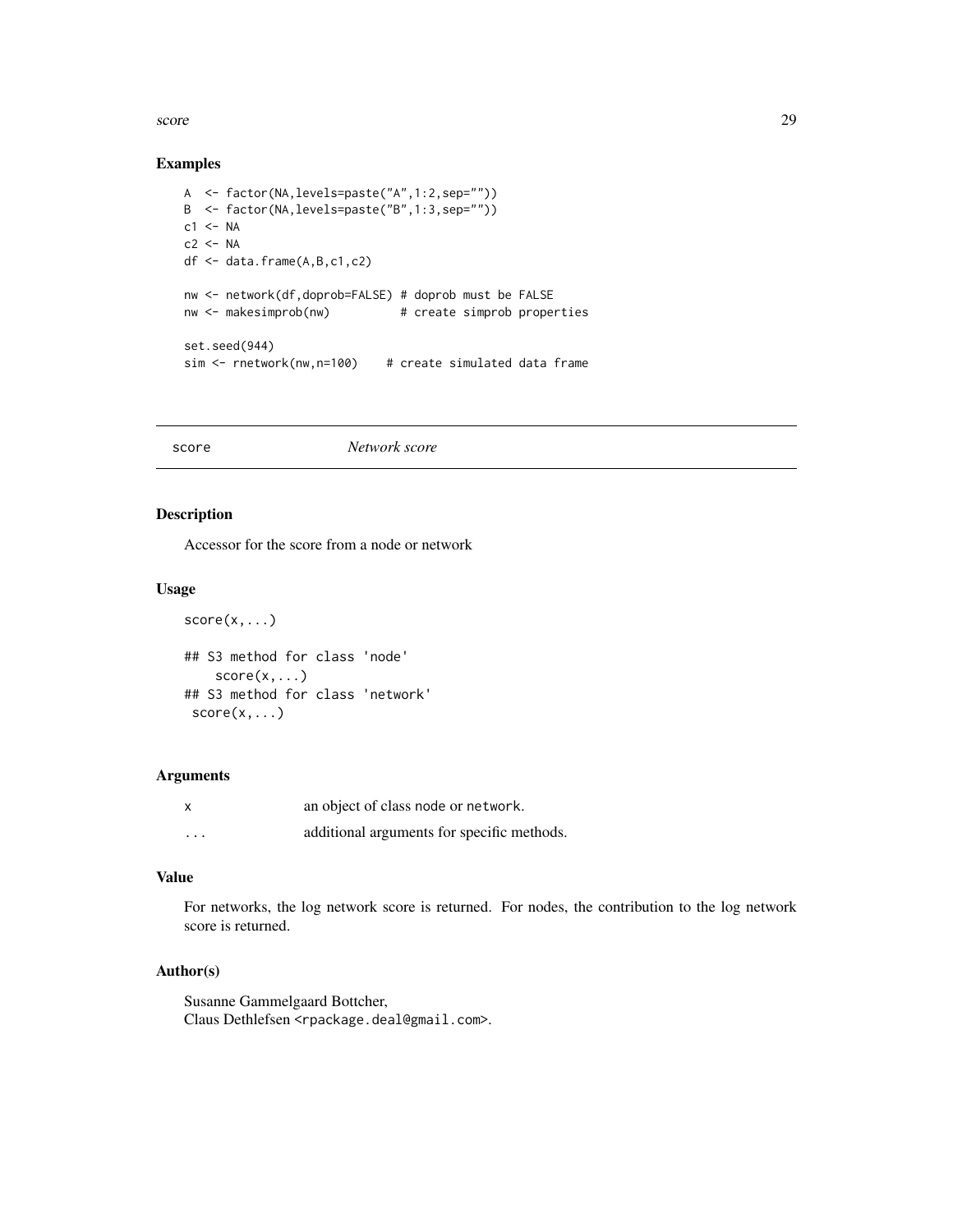## Examples

```
A  <- factor(NA,levels=paste("A",1:2,sep=""))
B  <- factor(NA,levels=paste("B",1:3,sep=""))
c1 <- NA
c2 <- NA
df <- data.frame(A,B,c1,c2)

nw <- network(df,doprob=FALSE) # doprob must be FALSE
nw <- makesimprob(nw)          # create simprob properties

set.seed(944)
sim <- rnetwork(nw,n=100)    # create simulated data frame
```

---

score *Network score*

---

## Description

Accessor for the score from a node or network

## Usage

```
score(x,...)

## S3 method for class 'node'
    score(x,...)
## S3 method for class 'network'
 score(x,...)
```

## Arguments

| | |
|---|---|
| x | an object of class node or network. |
| ... | additional arguments for specific methods. |

## Value

For networks, the log network score is returned. For nodes, the contribution to the log network score is returned.

## Author(s)

Susanne Gammelgaard Bottcher,
Claus Dethlefsen <rpackage.deal@gmail.com>.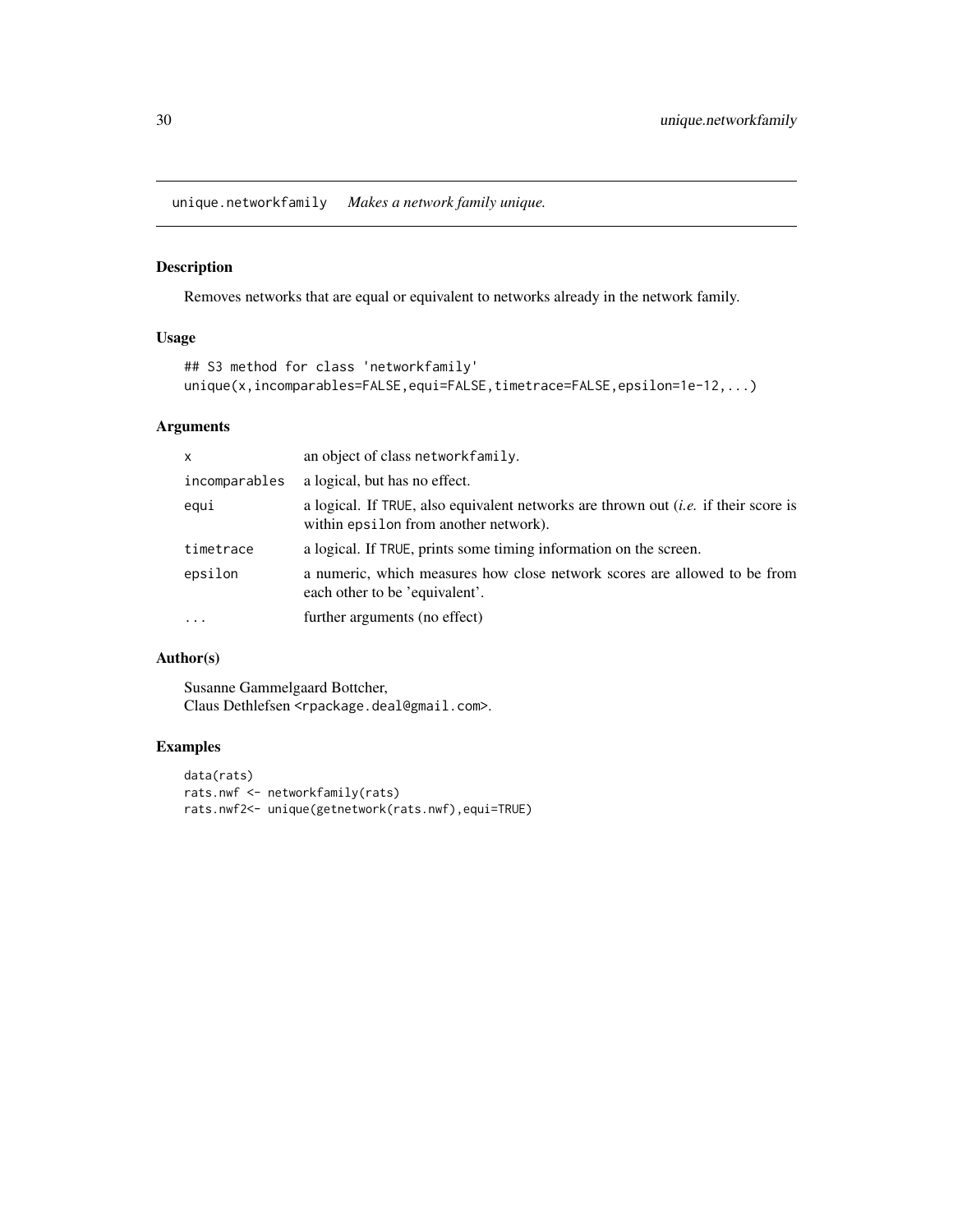# unique.networkfamily *Makes a network family unique.*

## Description

Removes networks that are equal or equivalent to networks already in the network family.

## Usage

```
## S3 method for class 'networkfamily'
unique(x,incomparables=FALSE,equi=FALSE,timetrace=FALSE,epsilon=1e-12,...)
```

## Arguments

| | |
|---|---|
| x | an object of class networkfamily. |
| incomparables | a logical, but has no effect. |
| equi | a logical. If TRUE, also equivalent networks are thrown out (*i.e.* if their score is within epsilon from another network). |
| timetrace | a logical. If TRUE, prints some timing information on the screen. |
| epsilon | a numeric, which measures how close network scores are allowed to be from each other to be 'equivalent'. |
| ... | further arguments (no effect) |

## Author(s)

Susanne Gammelgaard Bottcher,
Claus Dethlefsen <rpackage.deal@gmail.com>.

## Examples

```
data(rats)
rats.nwf <- networkfamily(rats)
rats.nwf2<- unique(getnetwork(rats.nwf),equi=TRUE)
```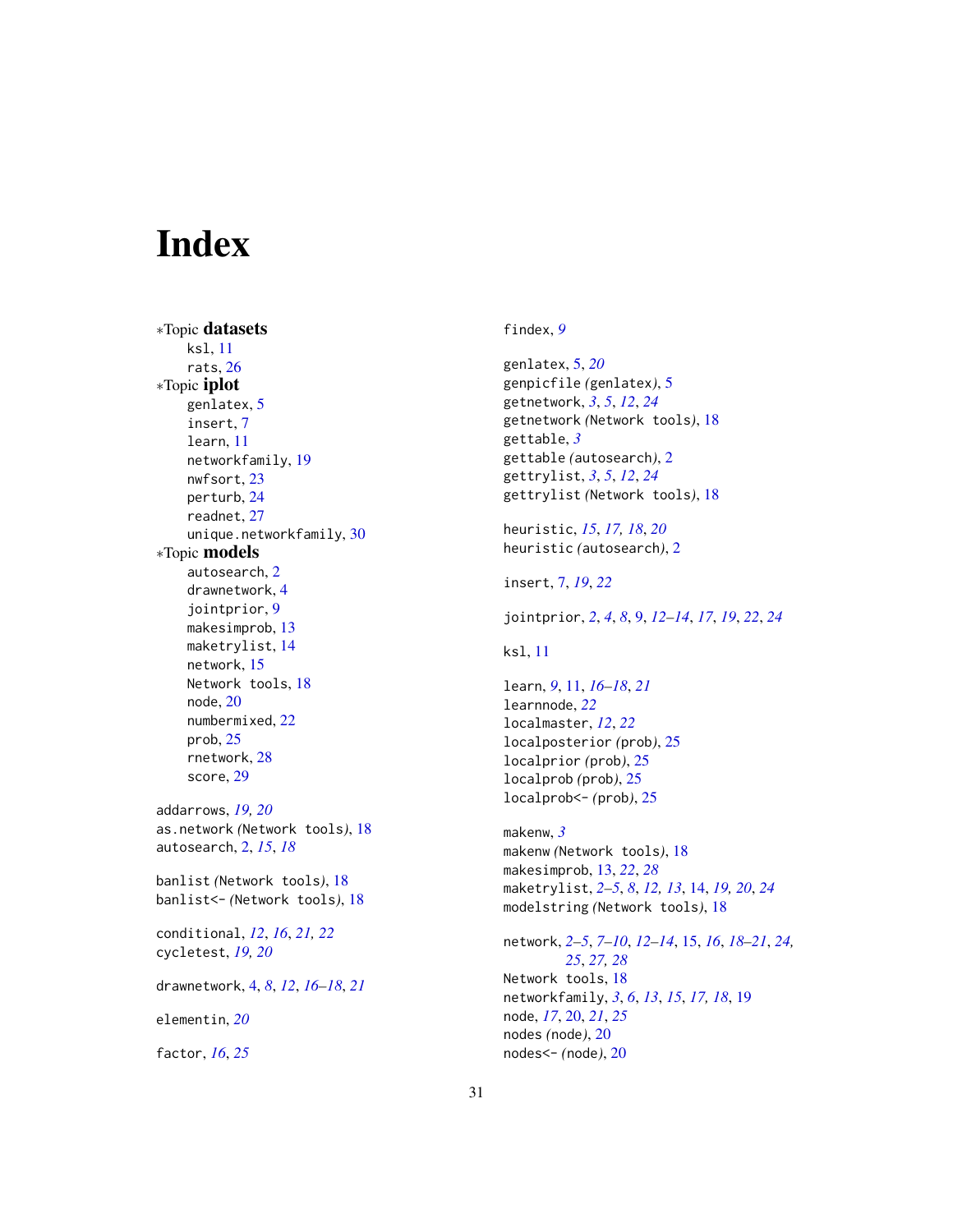# Index

*Topic **datasets**
- ksl, 11
- rats, 26

*Topic **iplot**
- genlatex, 5
- insert, 7
- learn, 11
- networkfamily, 19
- nwfsort, 23
- perturb, 24
- readnet, 27
- unique.networkfamily, 30

*Topic **models**
- autosearch, 2
- drawnetwork, 4
- jointprior, 9
- makesimprob, 13
- maketrylist, 14
- network, 15
- Network tools, 18
- node, 20
- numbermixed, 22
- prob, 25
- rnetwork, 28
- score, 29

addarrows, *19, 20*
as.network *(Network tools)*, 18
autosearch, 2, *15*, *18*

banlist *(Network tools)*, 18
banlist<- *(Network tools)*, 18

conditional, *12*, *16*, *21, 22*
cycletest, *19, 20*

drawnetwork, 4, *8*, *12*, *16–18*, *21*

elementin, *20*

factor, *16*, *25*

findex, *9*

genlatex, 5, *20*
genpicfile *(genlatex)*, 5
getnetwork, *3*, *5*, *12*, *24*
getnetwork *(Network tools)*, 18
gettable, *3*
gettable *(autosearch)*, 2
gettrylist, *3*, *5*, *12*, *24*
gettrylist *(Network tools)*, 18

heuristic, *15*, *17, 18*, *20*
heuristic *(autosearch)*, 2

insert, 7, *19*, *22*

jointprior, *2*, *4*, *8*, 9, *12–14*, *17*, *19*, *22*, *24*

ksl, 11

learn, *9*, 11, *16–18*, *21*
learnnode, *22*
localmaster, *12*, *22*
localposterior *(prob)*, 25
localprior *(prob)*, 25
localprob *(prob)*, 25
localprob<- *(prob)*, 25

makenw, *3*
makenw *(Network tools)*, 18
makesimprob, 13, *22*, *28*
maketrylist, *2–5*, *8*, *12, 13*, 14, *19, 20*, *24*
modelstring *(Network tools)*, 18

network, *2–5*, *7–10*, *12–14*, 15, *16*, *18–21*, *24, 25*, *27, 28*
Network tools, 18
networkfamily, *3*, *6*, *13*, *15*, *17, 18*, 19
node, *17*, 20, *21*, *25*
nodes *(node)*, 20
nodes<- *(node)*, 20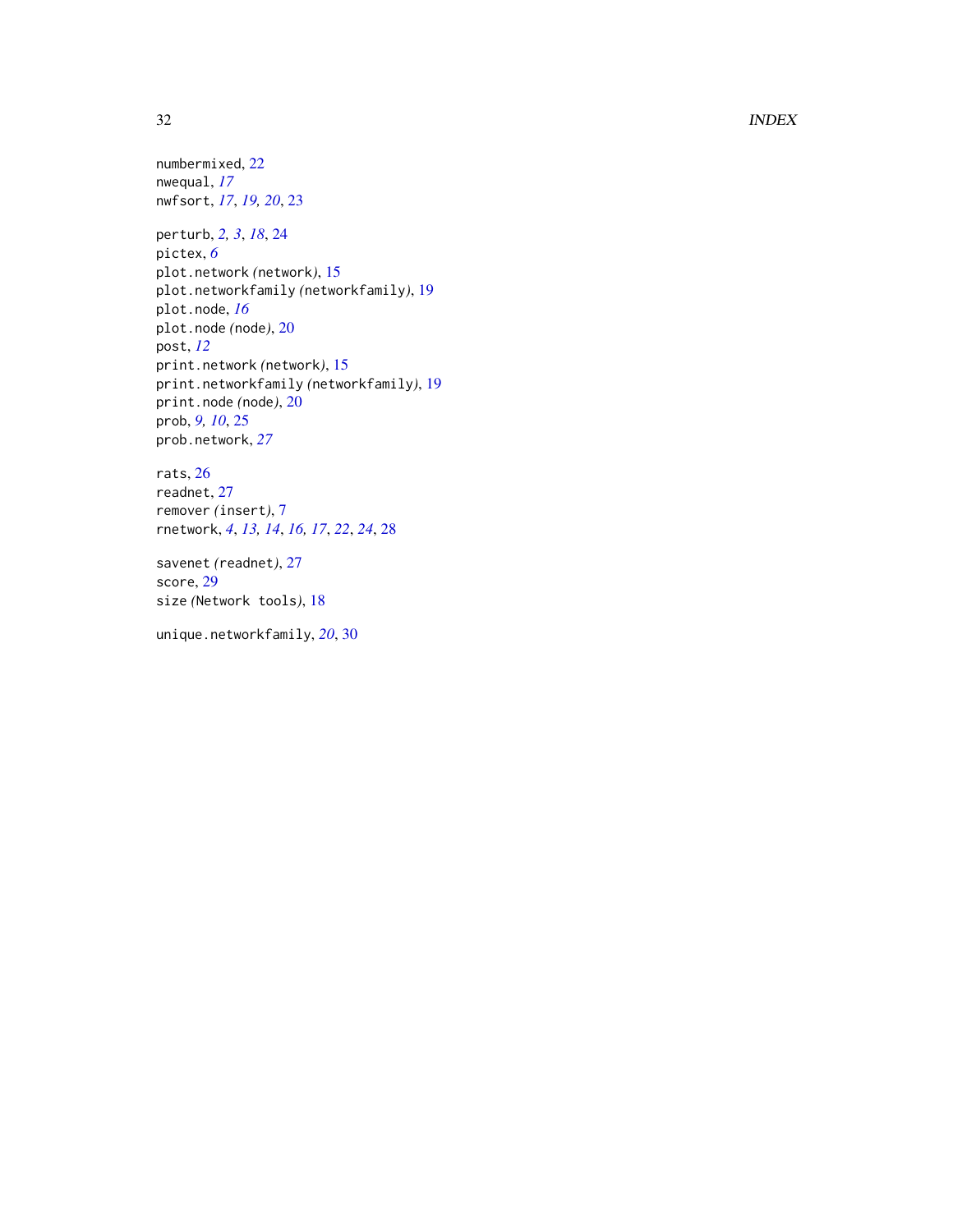numbermixed, 22
nwequal, *17*
nwfsort, *17*, *19, 20*, 23

perturb, *2, 3*, *18*, 24
pictex, *6*
plot.network *(*network*)*, 15
plot.networkfamily *(*networkfamily*)*, 19
plot.node, *16*
plot.node *(*node*)*, 20
post, *12*
print.network *(*network*)*, 15
print.networkfamily *(*networkfamily*)*, 19
print.node *(*node*)*, 20
prob, *9, 10*, 25
prob.network, *27*

rats, 26
readnet, 27
remover *(*insert*)*, 7
rnetwork, *4*, *13, 14*, *16, 17*, *22*, *24*, 28

savenet *(*readnet*)*, 27
score, 29
size *(*Network tools*)*, 18

unique.networkfamily, *20*, 30